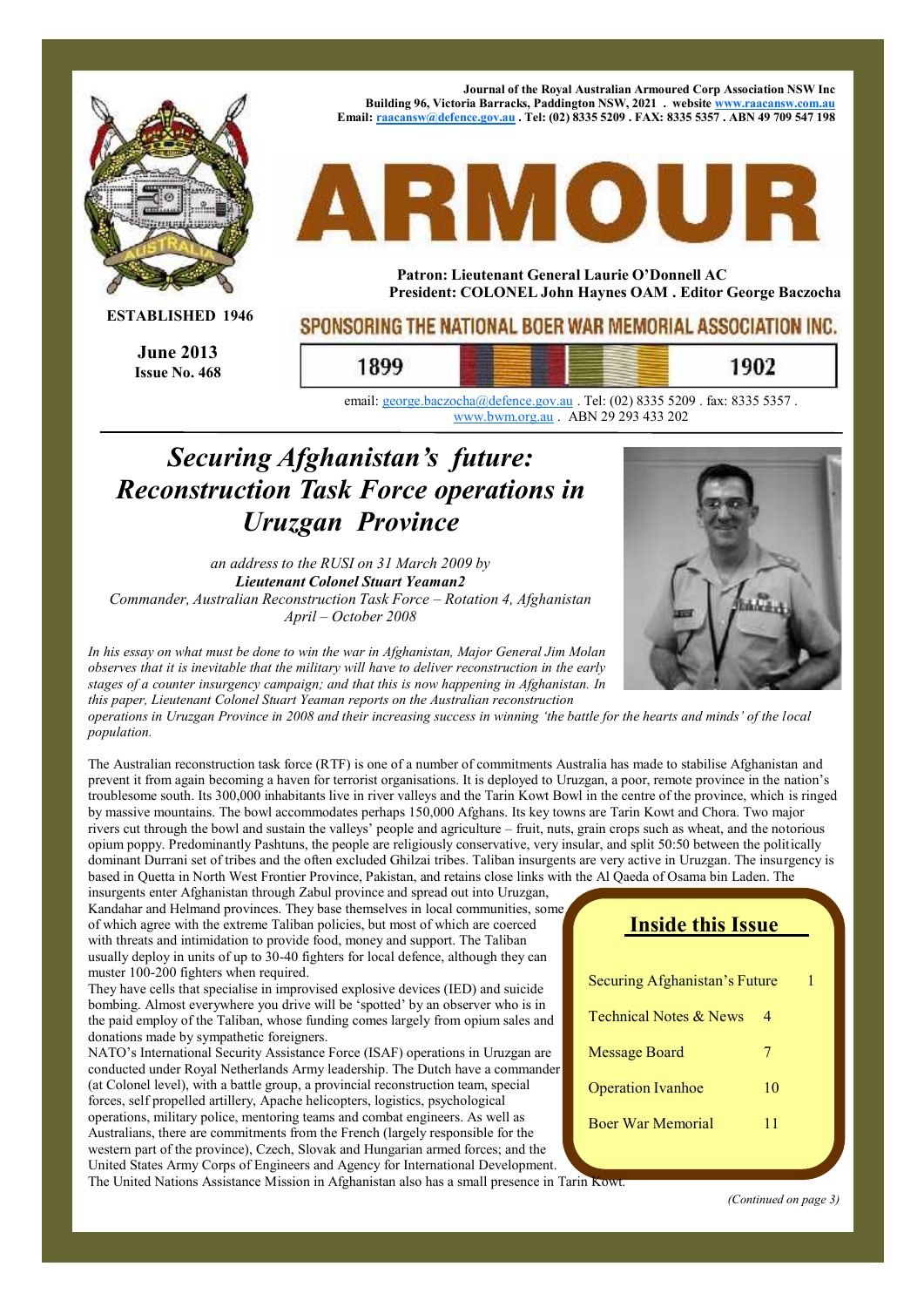Journal of the Royal Australian Armoured Corp Association NSW Inc
Building 96, Victoria Barracks, Paddington NSW, 2021 . website www.raacansw.com.au
Email: raacansw@defence.gov.au . Tel: (02) 8335 5209 . FAX: 8335 5357 . ABN 49 709 547 198

# ARMOUR

**ESTABLISHED 1946**

**June 2013**
**Issue No. 468**

**Patron: Lieutenant General Laurie O'Donnell AC**
**President: COLONEL John Haynes OAM . Editor George Baczocha**

SPONSORING THE NATIONAL BOER WAR MEMORIAL ASSOCIATION INC.

1899 1902

email: george.baczocha@defence.gov.au . Tel: (02) 8335 5209 . fax: 8335 5357 . www.bwm.org.au . ABN 29 293 433 202

## *Securing Afghanistan's future: Reconstruction Task Force operations in Uruzgan Province*

*an address to the RUSI on 31 March 2009 by*
***Lieutenant Colonel Stuart Yeaman2***
*Commander, Australian Reconstruction Task Force – Rotation 4, Afghanistan*
*April – October 2008*

*In his essay on what must be done to win the war in Afghanistan, Major General Jim Molan observes that it is inevitable that the military will have to deliver reconstruction in the early stages of a counter insurgency campaign; and that this is now happening in Afghanistan. In this paper, Lieutenant Colonel Stuart Yeaman reports on the Australian reconstruction operations in Uruzgan Province in 2008 and their increasing success in winning 'the battle for the hearts and minds' of the local population.*

The Australian reconstruction task force (RTF) is one of a number of commitments Australia has made to stabilise Afghanistan and prevent it from again becoming a haven for terrorist organisations. It is deployed to Uruzgan, a poor, remote province in the nation's troublesome south. Its 300,000 inhabitants live in river valleys and the Tarin Kowt Bowl in the centre of the province, which is ringed by massive mountains. The bowl accommodates perhaps 150,000 Afghans. Its key towns are Tarin Kowt and Chora. Two major rivers cut through the bowl and sustain the valleys' people and agriculture – fruit, nuts, grain crops such as wheat, and the notorious opium poppy. Predominantly Pashtuns, the people are religiously conservative, very insular, and split 50:50 between the politically dominant Durrani set of tribes and the often excluded Ghilzai tribes. Taliban insurgents are very active in Uruzgan. The insurgency is based in Quetta in North West Frontier Province, Pakistan, and retains close links with the Al Qaeda of Osama bin Laden. The insurgents enter Afghanistan through Zabul province and spread out into Uruzgan, Kandahar and Helmand provinces. They base themselves in local communities, some of which agree with the extreme Taliban policies, but most of which are coerced with threats and intimidation to provide food, money and support. The Taliban usually deploy in units of up to 30-40 fighters for local defence, although they can muster 100-200 fighters when required.

They have cells that specialise in improvised explosive devices (IED) and suicide bombing. Almost everywhere you drive will be 'spotted' by an observer who is in the paid employ of the Taliban, whose funding comes largely from opium sales and donations made by sympathetic foreigners.

NATO's International Security Assistance Force (ISAF) operations in Uruzgan are conducted under Royal Netherlands Army leadership. The Dutch have a commander (at Colonel level), with a battle group, a provincial reconstruction team, special forces, self propelled artillery, Apache helicopters, logistics, psychological operations, military police, mentoring teams and combat engineers. As well as Australians, there are commitments from the French (largely responsible for the western part of the province), Czech, Slovak and Hungarian armed forces; and the United States Army Corps of Engineers and Agency for International Development. The United Nations Assistance Mission in Afghanistan also has a small presence in Tarin Kowt.

### Inside this Issue

| | |
|---|---|
| Securing Afghanistan's Future | 1 |
| Technical Notes & News | 4 |
| Message Board | 7 |
| Operation Ivanhoe | 10 |
| Boer War Memorial | 11 |

*(Continued on page 3)*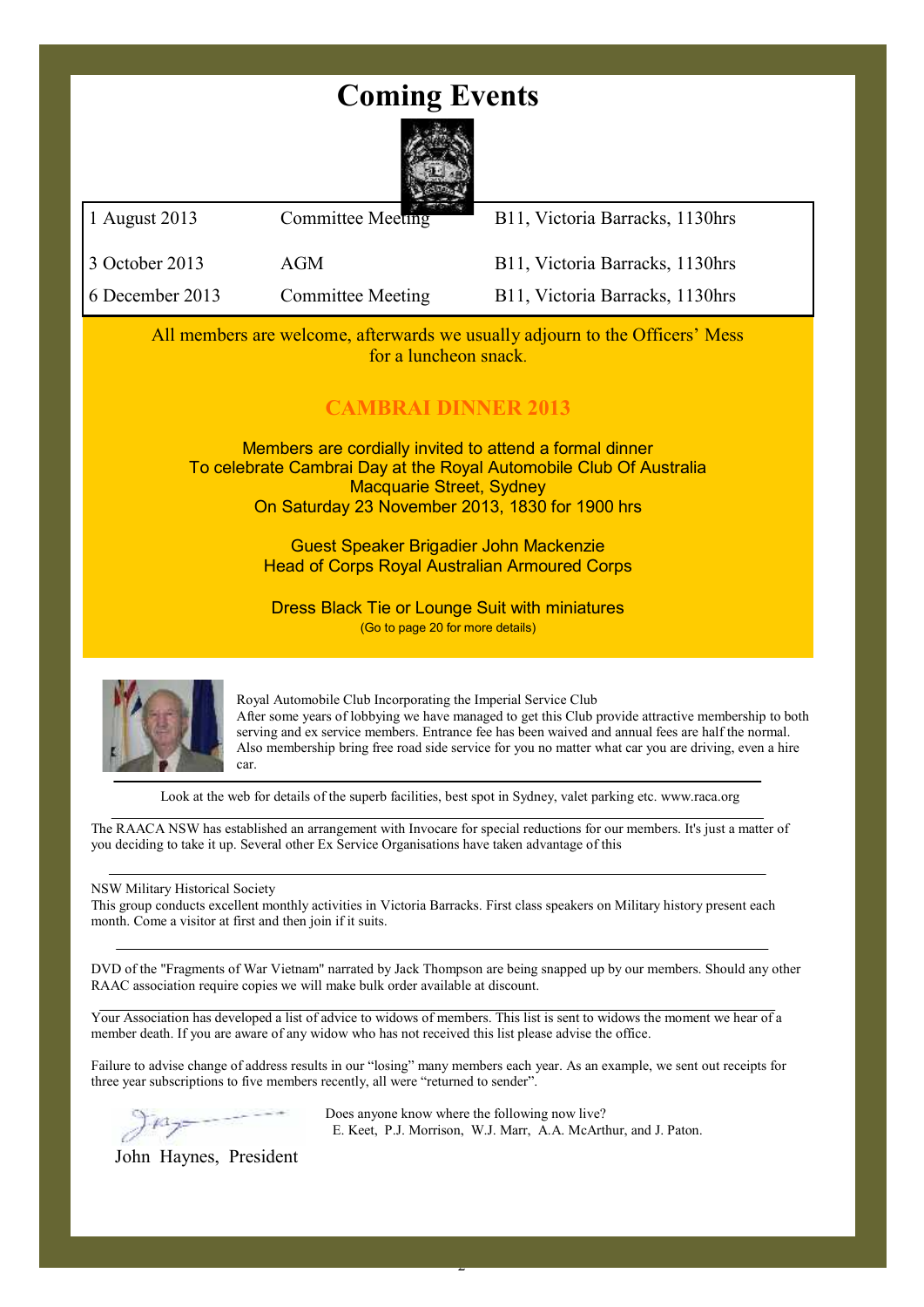# Coming Events

| | | |
|---|---|---|
| 1 August 2013 | Committee Meeting | B11, Victoria Barracks, 1130hrs |
| 3 October 2013 | AGM | B11, Victoria Barracks, 1130hrs |
| 6 December 2013 | Committee Meeting | B11, Victoria Barracks, 1130hrs |

All members are welcome, afterwards we usually adjourn to the Officers' Mess for a luncheon snack.

## CAMBRAI DINNER 2013

Members are cordially invited to attend a formal dinner
To celebrate Cambrai Day at the Royal Automobile Club Of Australia
Macquarie Street, Sydney
On Saturday 23 November 2013, 1830 for 1900 hrs

Guest Speaker Brigadier John Mackenzie
Head of Corps Royal Australian Armoured Corps

Dress Black Tie or Lounge Suit with miniatures
(Go to page 20 for more details)

Royal Automobile Club Incorporating the Imperial Service Club
After some years of lobbying we have managed to get this Club provide attractive membership to both serving and ex service members. Entrance fee has been waived and annual fees are half the normal. Also membership bring free road side service for you no matter what car you are driving, even a hire car.

Look at the web for details of the superb facilities, best spot in Sydney, valet parking etc. www.raca.org

---

The RAACA NSW has established an arrangement with Invocare for special reductions for our members. It's just a matter of you deciding to take it up. Several other Ex Service Organisations have taken advantage of this

---

NSW Military Historical Society
This group conducts excellent monthly activities in Victoria Barracks. First class speakers on Military history present each month. Come a visitor at first and then join if it suits.

---

DVD of the "Fragments of War Vietnam" narrated by Jack Thompson are being snapped up by our members. Should any other RAAC association require copies we will make bulk order available at discount.

---

Your Association has developed a list of advice to widows of members. This list is sent to widows the moment we hear of a member death. If you are aware of any widow who has not received this list please advise the office.

Failure to advise change of address results in our "losing" many members each year. As an example, we sent out receipts for three year subscriptions to five members recently, all were "returned to sender".

Does anyone know where the following now live?
E. Keet, P.J. Morrison, W.J. Marr, A.A. McArthur, and J. Paton.

John Haynes, President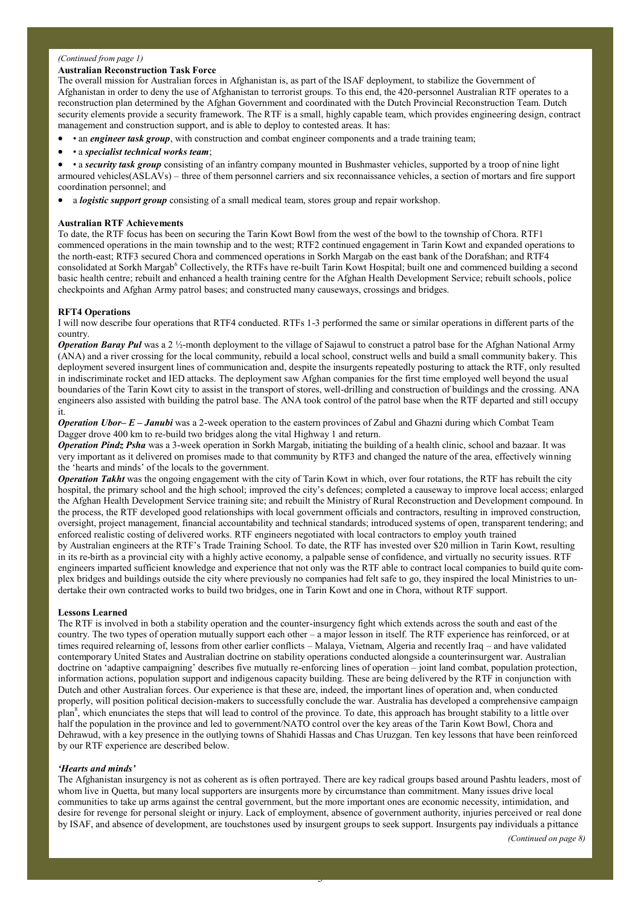*(Continued from page 1)*

**Australian Reconstruction Task Force**

The overall mission for Australian forces in Afghanistan is, as part of the ISAF deployment, to stabilize the Government of Afghanistan in order to deny the use of Afghanistan to terrorist groups. To this end, the 420-personnel Australian RTF operates to a reconstruction plan determined by the Afghan Government and coordinated with the Dutch Provincial Reconstruction Team. Dutch security elements provide a security framework. The RTF is a small, highly capable team, which provides engineering design, contract management and construction support, and is able to deploy to contested areas. It has:

- • an ***engineer task group***, with construction and combat engineer components and a trade training team;
- • a ***specialist technical works team***;
- • a ***security task group*** consisting of an infantry company mounted in Bushmaster vehicles, supported by a troop of nine light armoured vehicles(ASLAVs) – three of them personnel carriers and six reconnaissance vehicles, a section of mortars and fire support coordination personnel; and
- a ***logistic support group*** consisting of a small medical team, stores group and repair workshop.

**Australian RTF Achievements**

To date, the RTF focus has been on securing the Tarin Kowt Bowl from the west of the bowl to the township of Chora. RTF1 commenced operations in the main township and to the west; RTF2 continued engagement in Tarin Kowt and expanded operations to the north-east; RTF3 secured Chora and commenced operations in Sorkh Margab on the east bank of the Dorafshan; and RTF4 consolidated at Sorkh Margab[6] Collectively, the RTFs have re-built Tarin Kowt Hospital; built one and commenced building a second basic health centre; rebuilt and enhanced a health training centre for the Afghan Health Development Service; rebuilt schools, police checkpoints and Afghan Army patrol bases; and constructed many causeways, crossings and bridges.

**RFT4 Operations**

I will now describe four operations that RTF4 conducted. RTFs 1-3 performed the same or similar operations in different parts of the country.

***Operation Baray Pul*** was a 2 ½-month deployment to the village of Sajawul to construct a patrol base for the Afghan National Army (ANA) and a river crossing for the local community, rebuild a local school, construct wells and build a small community bakery. This deployment severed insurgent lines of communication and, despite the insurgents repeatedly posturing to attack the RTF, only resulted in indiscriminate rocket and IED attacks. The deployment saw Afghan companies for the first time employed well beyond the usual boundaries of the Tarin Kowt city to assist in the transport of stores, well-drilling and construction of buildings and the crossing. ANA engineers also assisted with building the patrol base. The ANA took control of the patrol base when the RTF departed and still occupy it.

***Operation Ubor– E – Janubi*** was a 2-week operation to the eastern provinces of Zabul and Ghazni during which Combat Team Dagger drove 400 km to re-build two bridges along the vital Highway 1 and return.

***Operation Pindz Psha*** was a 3-week operation in Sorkh Margab, initiating the building of a health clinic, school and bazaar. It was very important as it delivered on promises made to that community by RTF3 and changed the nature of the area, effectively winning the 'hearts and minds' of the locals to the government.

***Operation Takht*** was the ongoing engagement with the city of Tarin Kowt in which, over four rotations, the RTF has rebuilt the city hospital, the primary school and the high school; improved the city's defences; completed a causeway to improve local access; enlarged the Afghan Health Development Service training site; and rebuilt the Ministry of Rural Reconstruction and Development compound. In the process, the RTF developed good relationships with local government officials and contractors, resulting in improved construction, oversight, project management, financial accountability and technical standards; introduced systems of open, transparent tendering; and enforced realistic costing of delivered works. RTF engineers negotiated with local contractors to employ youth trained by Australian engineers at the RTF's Trade Training School. To date, the RTF has invested over $20 million in Tarin Kowt, resulting in its re-birth as a provincial city with a highly active economy, a palpable sense of confidence, and virtually no security issues. RTF engineers imparted sufficient knowledge and experience that not only was the RTF able to contract local companies to build quite complex bridges and buildings outside the city where previously no companies had felt safe to go, they inspired the local Ministries to undertake their own contracted works to build two bridges, one in Tarin Kowt and one in Chora, without RTF support.

**Lessons Learned**

The RTF is involved in both a stability operation and the counter-insurgency fight which extends across the south and east of the country. The two types of operation mutually support each other – a major lesson in itself. The RTF experience has reinforced, or at times required relearning of, lessons from other earlier conflicts – Malaya, Vietnam, Algeria and recently Iraq – and have validated contemporary United States and Australian doctrine on stability operations conducted alongside a counterinsurgent war. Australian doctrine on 'adaptive campaigning' describes five mutually re-enforcing lines of operation – joint land combat, population protection, information actions, population support and indigenous capacity building. These are being delivered by the RTF in conjunction with Dutch and other Australian forces. Our experience is that these are, indeed, the important lines of operation and, when conducted properly, will position political decision-makers to successfully conclude the war. Australia has developed a comprehensive campaign plan[8], which enunciates the steps that will lead to control of the province. To date, this approach has brought stability to a little over half the population in the province and led to government/NATO control over the key areas of the Tarin Kowt Bowl, Chora and Dehrawud, with a key presence in the outlying towns of Shahidi Hassas and Chas Uruzgan. Ten key lessons that have been reinforced by our RTF experience are described below.

***'Hearts and minds'***

The Afghanistan insurgency is not as coherent as is often portrayed. There are key radical groups based around Pashtu leaders, most of whom live in Quetta, but many local supporters are insurgents more by circumstance than commitment. Many issues drive local communities to take up arms against the central government, but the more important ones are economic necessity, intimidation, and desire for revenge for personal sleight or injury. Lack of employment, absence of government authority, injuries perceived or real done by ISAF, and absence of development, are touchstones used by insurgent groups to seek support. Insurgents pay individuals a pittance

*(Continued on page 8)*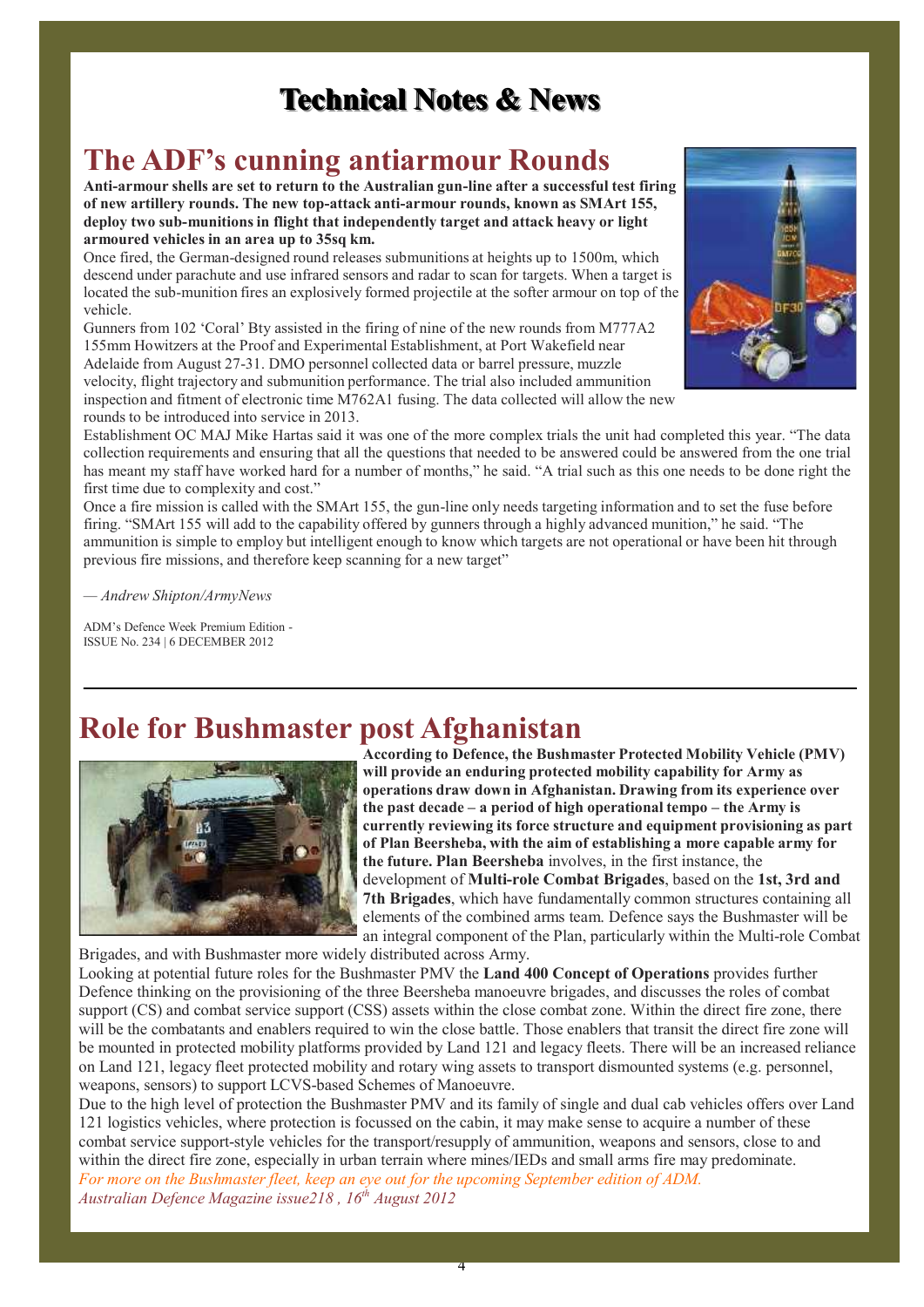# Technical Notes & News

## The ADF's cunning antiarmour Rounds

**Anti-armour shells are set to return to the Australian gun-line after a successful test firing of new artillery rounds. The new top-attack anti-armour rounds, known as SMArt 155, deploy two sub-munitions in flight that independently target and attack heavy or light armoured vehicles in an area up to 35sq km.**

Once fired, the German-designed round releases submunitions at heights up to 1500m, which descend under parachute and use infrared sensors and radar to scan for targets. When a target is located the sub-munition fires an explosively formed projectile at the softer armour on top of the vehicle.

Gunners from 102 'Coral' Bty assisted in the firing of nine of the new rounds from M777A2 155mm Howitzers at the Proof and Experimental Establishment, at Port Wakefield near Adelaide from August 27-31. DMO personnel collected data or barrel pressure, muzzle velocity, flight trajectory and submunition performance. The trial also included ammunition inspection and fitment of electronic time M762A1 fusing. The data collected will allow the new rounds to be introduced into service in 2013.

Establishment OC MAJ Mike Hartas said it was one of the more complex trials the unit had completed this year. "The data collection requirements and ensuring that all the questions that needed to be answered could be answered from the one trial has meant my staff have worked hard for a number of months," he said. "A trial such as this one needs to be done right the first time due to complexity and cost."

Once a fire mission is called with the SMArt 155, the gun-line only needs targeting information and to set the fuse before firing. "SMArt 155 will add to the capability offered by gunners through a highly advanced munition," he said. "The ammunition is simple to employ but intelligent enough to know which targets are not operational or have been hit through previous fire missions, and therefore keep scanning for a new target"

*— Andrew Shipton/ArmyNews*

ADM's Defence Week Premium Edition -
ISSUE No. 234 | 6 DECEMBER 2012

---

## Role for Bushmaster post Afghanistan

**According to Defence, the Bushmaster Protected Mobility Vehicle (PMV) will provide an enduring protected mobility capability for Army as operations draw down in Afghanistan. Drawing from its experience over the past decade – a period of high operational tempo – the Army is currently reviewing its force structure and equipment provisioning as part of Plan Beersheba, with the aim of establishing a more capable army for the future. Plan Beersheba** involves, in the first instance, the development of **Multi-role Combat Brigades**, based on the **1st, 3rd and 7th Brigades**, which have fundamentally common structures containing all elements of the combined arms team. Defence says the Bushmaster will be an integral component of the Plan, particularly within the Multi-role Combat Brigades, and with Bushmaster more widely distributed across Army.

Looking at potential future roles for the Bushmaster PMV the **Land 400 Concept of Operations** provides further Defence thinking on the provisioning of the three Beersheba manoeuvre brigades, and discusses the roles of combat support (CS) and combat service support (CSS) assets within the close combat zone. Within the direct fire zone, there will be the combatants and enablers required to win the close battle. Those enablers that transit the direct fire zone will be mounted in protected mobility platforms provided by Land 121 and legacy fleets. There will be an increased reliance on Land 121, legacy fleet protected mobility and rotary wing assets to transport dismounted systems (e.g. personnel, weapons, sensors) to support LCVS-based Schemes of Manoeuvre.

Due to the high level of protection the Bushmaster PMV and its family of single and dual cab vehicles offers over Land 121 logistics vehicles, where protection is focussed on the cabin, it may make sense to acquire a number of these combat service support-style vehicles for the transport/resupply of ammunition, weapons and sensors, close to and within the direct fire zone, especially in urban terrain where mines/IEDs and small arms fire may predominate.

*For more on the Bushmaster fleet, keep an eye out for the upcoming September edition of ADM.*
*Australian Defence Magazine issue218 , 16th August 2012*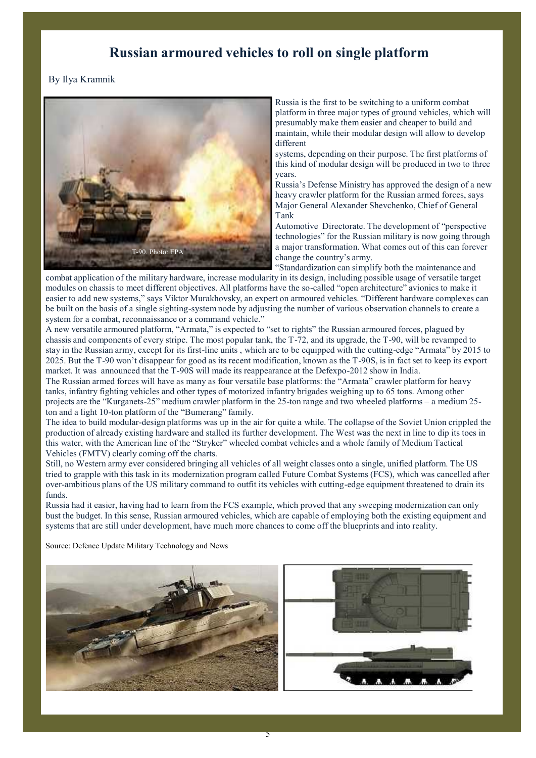# Russian armoured vehicles to roll on single platform

By Ilya Kramnik

T-90. Photo: EPA

Russia is the first to be switching to a uniform combat platform in three major types of ground vehicles, which will presumably make them easier and cheaper to build and maintain, while their modular design will allow to develop different systems, depending on their purpose. The first platforms of this kind of modular design will be produced in two to three years.

Russia's Defense Ministry has approved the design of a new heavy crawler platform for the Russian armed forces, says Major General Alexander Shevchenko, Chief of General Tank Automotive Directorate. The development of "perspective technologies" for the Russian military is now going through a major transformation. What comes out of this can forever change the country's army.

"Standardization can simplify both the maintenance and combat application of the military hardware, increase modularity in its design, including possible usage of versatile target modules on chassis to meet different objectives. All platforms have the so-called "open architecture" avionics to make it easier to add new systems," says Viktor Murakhovsky, an expert on armoured vehicles. "Different hardware complexes can be built on the basis of a single sighting-system node by adjusting the number of various observation channels to create a system for a combat, reconnaissance or a command vehicle."

A new versatile armoured platform, "Armata," is expected to "set to rights" the Russian armoured forces, plagued by chassis and components of every stripe. The most popular tank, the T-72, and its upgrade, the T-90, will be revamped to stay in the Russian army, except for its first-line units , which are to be equipped with the cutting-edge "Armata" by 2015 to 2025. But the T-90 won't disappear for good as its recent modification, known as the T-90S, is in fact set to keep its export market. It was announced that the T-90S will made its reappearance at the Defexpo-2012 show in India.

The Russian armed forces will have as many as four versatile base platforms: the "Armata" crawler platform for heavy tanks, infantry fighting vehicles and other types of motorized infantry brigades weighing up to 65 tons. Among other projects are the "Kurganets-25" medium crawler platform in the 25-ton range and two wheeled platforms – a medium 25-ton and a light 10-ton platform of the "Bumerang" family.

The idea to build modular-design platforms was up in the air for quite a while. The collapse of the Soviet Union crippled the production of already existing hardware and stalled its further development. The West was the next in line to dip its toes in this water, with the American line of the "Stryker" wheeled combat vehicles and a whole family of Medium Tactical Vehicles (FMTV) clearly coming off the charts.

Still, no Western army ever considered bringing all vehicles of all weight classes onto a single, unified platform. The US tried to grapple with this task in its modernization program called Future Combat Systems (FCS), which was cancelled after over-ambitious plans of the US military command to outfit its vehicles with cutting-edge equipment threatened to drain its funds.

Russia had it easier, having had to learn from the FCS example, which proved that any sweeping modernization can only bust the budget. In this sense, Russian armoured vehicles, which are capable of employing both the existing equipment and systems that are still under development, have much more chances to come off the blueprints and into reality.

Source: Defence Update Military Technology and News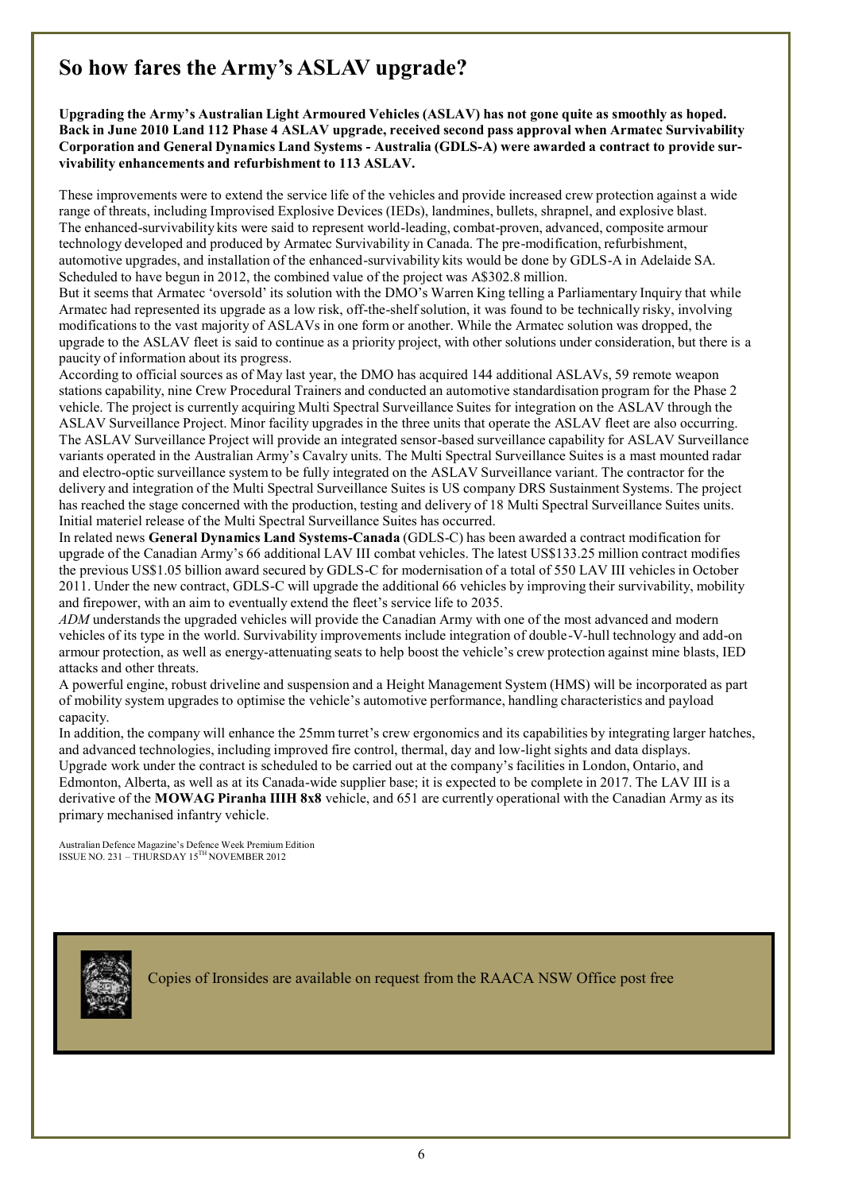# So how fares the Army's ASLAV upgrade?

**Upgrading the Army's Australian Light Armoured Vehicles (ASLAV) has not gone quite as smoothly as hoped. Back in June 2010 Land 112 Phase 4 ASLAV upgrade, received second pass approval when Armatec Survivability Corporation and General Dynamics Land Systems - Australia (GDLS-A) were awarded a contract to provide survivability enhancements and refurbishment to 113 ASLAV.**

These improvements were to extend the service life of the vehicles and provide increased crew protection against a wide range of threats, including Improvised Explosive Devices (IEDs), landmines, bullets, shrapnel, and explosive blast. The enhanced-survivability kits were said to represent world-leading, combat-proven, advanced, composite armour technology developed and produced by Armatec Survivability in Canada. The pre-modification, refurbishment, automotive upgrades, and installation of the enhanced-survivability kits would be done by GDLS-A in Adelaide SA. Scheduled to have begun in 2012, the combined value of the project was A$302.8 million.

But it seems that Armatec 'oversold' its solution with the DMO's Warren King telling a Parliamentary Inquiry that while Armatec had represented its upgrade as a low risk, off-the-shelf solution, it was found to be technically risky, involving modifications to the vast majority of ASLAVs in one form or another. While the Armatec solution was dropped, the upgrade to the ASLAV fleet is said to continue as a priority project, with other solutions under consideration, but there is a paucity of information about its progress.

According to official sources as of May last year, the DMO has acquired 144 additional ASLAVs, 59 remote weapon stations capability, nine Crew Procedural Trainers and conducted an automotive standardisation program for the Phase 2 vehicle. The project is currently acquiring Multi Spectral Surveillance Suites for integration on the ASLAV through the ASLAV Surveillance Project. Minor facility upgrades in the three units that operate the ASLAV fleet are also occurring. The ASLAV Surveillance Project will provide an integrated sensor-based surveillance capability for ASLAV Surveillance variants operated in the Australian Army's Cavalry units. The Multi Spectral Surveillance Suites is a mast mounted radar and electro-optic surveillance system to be fully integrated on the ASLAV Surveillance variant. The contractor for the delivery and integration of the Multi Spectral Surveillance Suites is US company DRS Sustainment Systems. The project has reached the stage concerned with the production, testing and delivery of 18 Multi Spectral Surveillance Suites units. Initial materiel release of the Multi Spectral Surveillance Suites has occurred.

In related news **General Dynamics Land Systems-Canada** (GDLS-C) has been awarded a contract modification for upgrade of the Canadian Army's 66 additional LAV III combat vehicles. The latest US$133.25 million contract modifies the previous US$1.05 billion award secured by GDLS-C for modernisation of a total of 550 LAV III vehicles in October 2011. Under the new contract, GDLS-C will upgrade the additional 66 vehicles by improving their survivability, mobility and firepower, with an aim to eventually extend the fleet's service life to 2035.

*ADM* understands the upgraded vehicles will provide the Canadian Army with one of the most advanced and modern vehicles of its type in the world. Survivability improvements include integration of double-V-hull technology and add-on armour protection, as well as energy-attenuating seats to help boost the vehicle's crew protection against mine blasts, IED attacks and other threats.

A powerful engine, robust driveline and suspension and a Height Management System (HMS) will be incorporated as part of mobility system upgrades to optimise the vehicle's automotive performance, handling characteristics and payload capacity.

In addition, the company will enhance the 25mm turret's crew ergonomics and its capabilities by integrating larger hatches, and advanced technologies, including improved fire control, thermal, day and low-light sights and data displays.

Upgrade work under the contract is scheduled to be carried out at the company's facilities in London, Ontario, and Edmonton, Alberta, as well as at its Canada-wide supplier base; it is expected to be complete in 2017. The LAV III is a derivative of the **MOWAG Piranha IIIH 8x8** vehicle, and 651 are currently operational with the Canadian Army as its primary mechanised infantry vehicle.

Australian Defence Magazine's Defence Week Premium Edition
ISSUE NO. 231 – THURSDAY 15TH NOVEMBER 2012

Copies of Ironsides are available on request from the RAACA NSW Office post free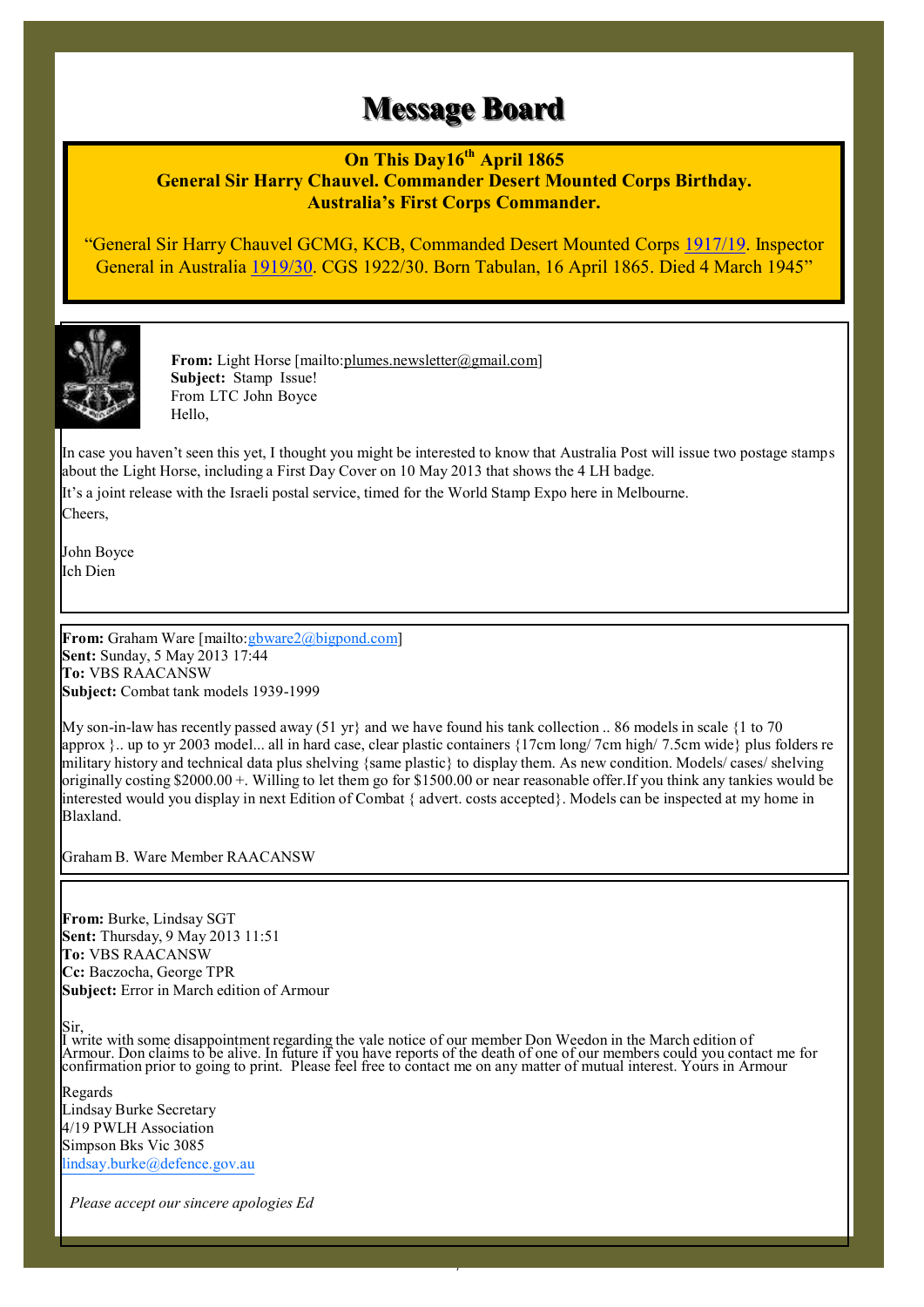# Message Board

**On This Day16th April 1865**
**General Sir Harry Chauvel. Commander Desert Mounted Corps Birthday.**
**Australia's First Corps Commander.**

"General Sir Harry Chauvel GCMG, KCB, Commanded Desert Mounted Corps 1917/19. Inspector General in Australia 1919/30. CGS 1922/30. Born Tabulan, 16 April 1865. Died 4 March 1945"

---

**From:** Light Horse [mailto:plumes.newsletter@gmail.com]
**Subject:** Stamp Issue!
From LTC John Boyce
Hello,

In case you haven't seen this yet, I thought you might be interested to know that Australia Post will issue two postage stamps about the Light Horse, including a First Day Cover on 10 May 2013 that shows the 4 LH badge.

It's a joint release with the Israeli postal service, timed for the World Stamp Expo here in Melbourne.

Cheers,

John Boyce
Ich Dien

---

**From:** Graham Ware [mailto:gbware2@bigpond.com]
**Sent:** Sunday, 5 May 2013 17:44
**To:** VBS RAACANSW
**Subject:** Combat tank models 1939-1999

My son-in-law has recently passed away (51 yr} and we have found his tank collection .. 86 models in scale {1 to 70 approx }.. up to yr 2003 model... all in hard case, clear plastic containers {17cm long/ 7cm high/ 7.5cm wide} plus folders re military history and technical data plus shelving {same plastic} to display them. As new condition. Models/ cases/ shelving originally costing $2000.00 +. Willing to let them go for $1500.00 or near reasonable offer.If you think any tankies would be interested would you display in next Edition of Combat { advert. costs accepted}. Models can be inspected at my home in Blaxland.

Graham B. Ware Member RAACANSW

---

**From:** Burke, Lindsay SGT
**Sent:** Thursday, 9 May 2013 11:51
**To:** VBS RAACANSW
**Cc:** Baczocha, George TPR
**Subject:** Error in March edition of Armour

Sir,
I write with some disappointment regarding the vale notice of our member Don Weedon in the March edition of Armour. Don claims to be alive. In future if you have reports of the death of one of our members could you contact me for confirmation prior to going to print. Please feel free to contact me on any matter of mutual interest. Yours in Armour

Regards
Lindsay Burke Secretary
4/19 PWLH Association
Simpson Bks Vic 3085
lindsay.burke@defence.gov.au

*Please accept our sincere apologies Ed*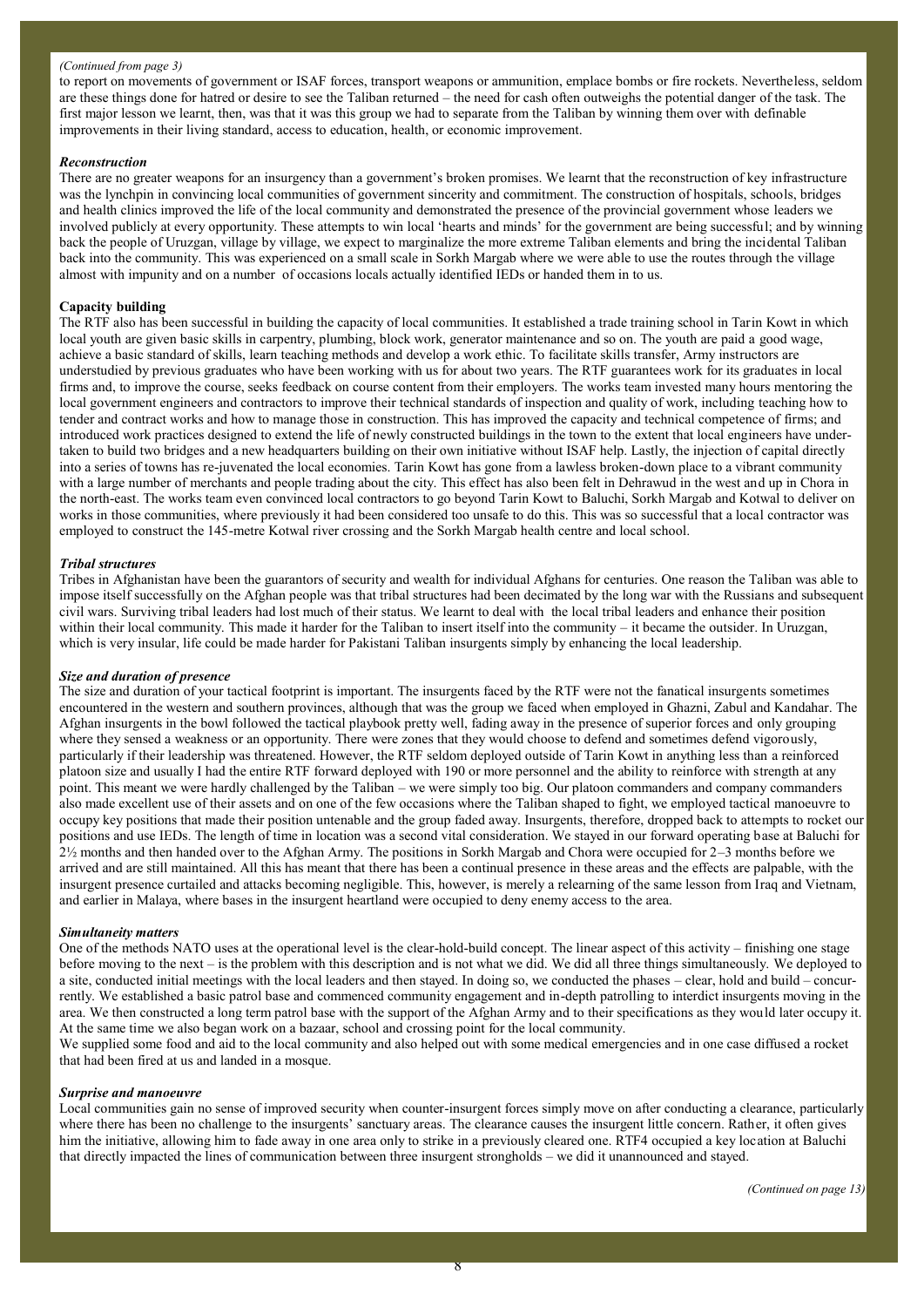*(Continued from page 3)*

to report on movements of government or ISAF forces, transport weapons or ammunition, emplace bombs or fire rockets. Nevertheless, seldom are these things done for hatred or desire to see the Taliban returned – the need for cash often outweighs the potential danger of the task. The first major lesson we learnt, then, was that it was this group we had to separate from the Taliban by winning them over with definable improvements in their living standard, access to education, health, or economic improvement.

### *Reconstruction*

There are no greater weapons for an insurgency than a government's broken promises. We learnt that the reconstruction of key infrastructure was the lynchpin in convincing local communities of government sincerity and commitment. The construction of hospitals, schools, bridges and health clinics improved the life of the local community and demonstrated the presence of the provincial government whose leaders we involved publicly at every opportunity. These attempts to win local 'hearts and minds' for the government are being successful; and by winning back the people of Uruzgan, village by village, we expect to marginalize the more extreme Taliban elements and bring the incidental Taliban back into the community. This was experienced on a small scale in Sorkh Margab where we were able to use the routes through the village almost with impunity and on a number of occasions locals actually identified IEDs or handed them in to us.

### **Capacity building**

The RTF also has been successful in building the capacity of local communities. It established a trade training school in Tarin Kowt in which local youth are given basic skills in carpentry, plumbing, block work, generator maintenance and so on. The youth are paid a good wage, achieve a basic standard of skills, learn teaching methods and develop a work ethic. To facilitate skills transfer, Army instructors are understudied by previous graduates who have been working with us for about two years. The RTF guarantees work for its graduates in local firms and, to improve the course, seeks feedback on course content from their employers. The works team invested many hours mentoring the local government engineers and contractors to improve their technical standards of inspection and quality of work, including teaching how to tender and contract works and how to manage those in construction. This has improved the capacity and technical competence of firms; and introduced work practices designed to extend the life of newly constructed buildings in the town to the extent that local engineers have undertaken to build two bridges and a new headquarters building on their own initiative without ISAF help. Lastly, the injection of capital directly into a series of towns has re-juvenated the local economies. Tarin Kowt has gone from a lawless broken-down place to a vibrant community with a large number of merchants and people trading about the city. This effect has also been felt in Dehrawud in the west and up in Chora in the north-east. The works team even convinced local contractors to go beyond Tarin Kowt to Baluchi, Sorkh Margab and Kotwal to deliver on works in those communities, where previously it had been considered too unsafe to do this. This was so successful that a local contractor was employed to construct the 145-metre Kotwal river crossing and the Sorkh Margab health centre and local school.

### *Tribal structures*

Tribes in Afghanistan have been the guarantors of security and wealth for individual Afghans for centuries. One reason the Taliban was able to impose itself successfully on the Afghan people was that tribal structures had been decimated by the long war with the Russians and subsequent civil wars. Surviving tribal leaders had lost much of their status. We learnt to deal with the local tribal leaders and enhance their position within their local community. This made it harder for the Taliban to insert itself into the community – it became the outsider. In Uruzgan, which is very insular, life could be made harder for Pakistani Taliban insurgents simply by enhancing the local leadership.

### *Size and duration of presence*

The size and duration of your tactical footprint is important. The insurgents faced by the RTF were not the fanatical insurgents sometimes encountered in the western and southern provinces, although that was the group we faced when employed in Ghazni, Zabul and Kandahar. The Afghan insurgents in the bowl followed the tactical playbook pretty well, fading away in the presence of superior forces and only grouping where they sensed a weakness or an opportunity. There were zones that they would choose to defend and sometimes defend vigorously, particularly if their leadership was threatened. However, the RTF seldom deployed outside of Tarin Kowt in anything less than a reinforced platoon size and usually I had the entire RTF forward deployed with 190 or more personnel and the ability to reinforce with strength at any point. This meant we were hardly challenged by the Taliban – we were simply too big. Our platoon commanders and company commanders also made excellent use of their assets and on one of the few occasions where the Taliban shaped to fight, we employed tactical manoeuvre to occupy key positions that made their position untenable and the group faded away. Insurgents, therefore, dropped back to attempts to rocket our positions and use IEDs. The length of time in location was a second vital consideration. We stayed in our forward operating base at Baluchi for 2½ months and then handed over to the Afghan Army. The positions in Sorkh Margab and Chora were occupied for 2–3 months before we arrived and are still maintained. All this has meant that there has been a continual presence in these areas and the effects are palpable, with the insurgent presence curtailed and attacks becoming negligible. This, however, is merely a relearning of the same lesson from Iraq and Vietnam, and earlier in Malaya, where bases in the insurgent heartland were occupied to deny enemy access to the area.

### *Simultaneity matters*

One of the methods NATO uses at the operational level is the clear-hold-build concept. The linear aspect of this activity – finishing one stage before moving to the next – is the problem with this description and is not what we did. We did all three things simultaneously. We deployed to a site, conducted initial meetings with the local leaders and then stayed. In doing so, we conducted the phases – clear, hold and build – concurrently. We established a basic patrol base and commenced community engagement and in-depth patrolling to interdict insurgents moving in the area. We then constructed a long term patrol base with the support of the Afghan Army and to their specifications as they would later occupy it. At the same time we also began work on a bazaar, school and crossing point for the local community.

We supplied some food and aid to the local community and also helped out with some medical emergencies and in one case diffused a rocket that had been fired at us and landed in a mosque.

### *Surprise and manoeuvre*

Local communities gain no sense of improved security when counter-insurgent forces simply move on after conducting a clearance, particularly where there has been no challenge to the insurgents' sanctuary areas. The clearance causes the insurgent little concern. Rather, it often gives him the initiative, allowing him to fade away in one area only to strike in a previously cleared one. RTF4 occupied a key location at Baluchi that directly impacted the lines of communication between three insurgent strongholds – we did it unannounced and stayed.

*(Continued on page 13)*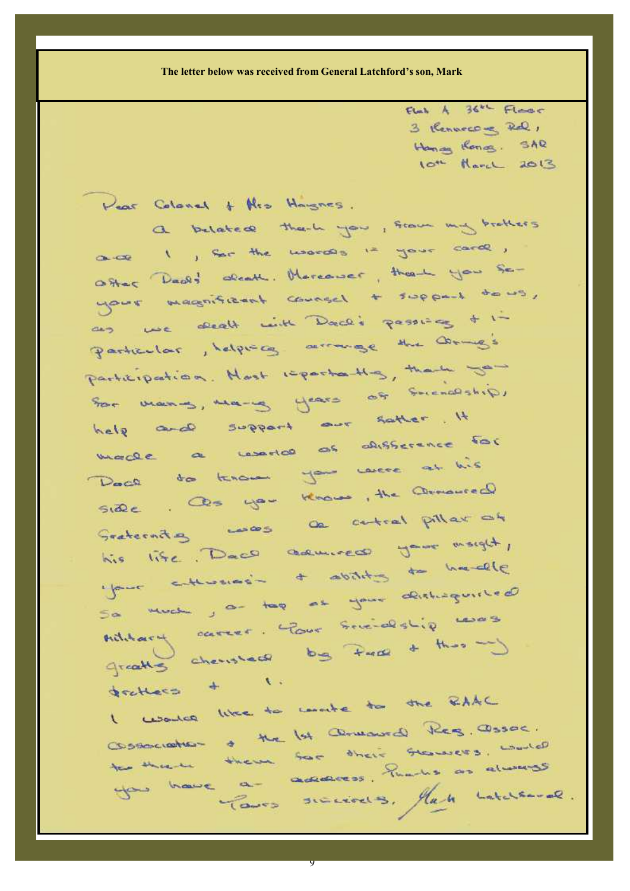**The letter below was received from General Latchford's son, Mark**

Flat A 36th Floor
3 Kennedy Rd,
Hong Kong. SAR
10th March 2013

Dear Colonel & Mrs Haynes.

A belated thank you, from my brothers and I, for the words in your card, after Dad's death. Moreover, thank you for your magnificent counsel & support to us, as we dealt with Dad's passing & in particular, helping arrange the Army's participation. Most importantly, thank you for many, many years of friendship, help and support our father. It made a world of difference for Dad to know you were at his side. As you know, the Armoured fraternity was a central pillar of his life. Dad admired your insight, your enthusiasm & ability to handle so much, on top of your distinguished military career. Your friendship was greatly cherished by Dad & thus my brothers & I.

I would like to write to the RAAC association & the 1st Armoured Reg. Assoc. to thank them for their flowers. Would you have an address. Thanks as always

Yours sincerely, Mark Latchford.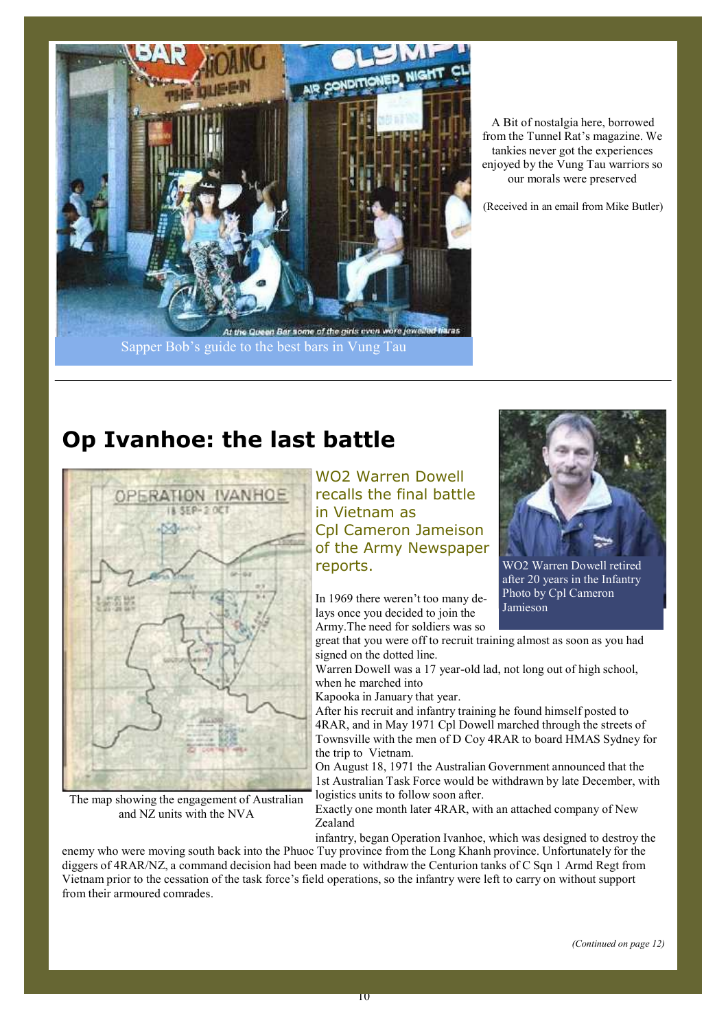Sapper Bob's guide to the best bars in Vung Tau

A Bit of nostalgia here, borrowed from the Tunnel Rat's magazine. We tankies never got the experiences enjoyed by the Vung Tau warriors so our morals were preserved

(Received in an email from Mike Butler)

---

# Op Ivanhoe: the last battle

The map showing the engagement of Australian and NZ units with the NVA

## WO2 Warren Dowell recalls the final battle in Vietnam as Cpl Cameron Jameison of the Army Newspaper reports.

WO2 Warren Dowell retired after 20 years in the Infantry Photo by Cpl Cameron Jamieson

In 1969 there weren't too many delays once you decided to join the Army.The need for soldiers was so great that you were off to recruit training almost as soon as you had signed on the dotted line.

Warren Dowell was a 17 year-old lad, not long out of high school, when he marched into Kapooka in January that year.

After his recruit and infantry training he found himself posted to 4RAR, and in May 1971 Cpl Dowell marched through the streets of Townsville with the men of D Coy 4RAR to board HMAS Sydney for the trip to Vietnam.

On August 18, 1971 the Australian Government announced that the 1st Australian Task Force would be withdrawn by late December, with logistics units to follow soon after.

Exactly one month later 4RAR, with an attached company of New Zealand infantry, began Operation Ivanhoe, which was designed to destroy the enemy who were moving south back into the Phuoc Tuy province from the Long Khanh province. Unfortunately for the diggers of 4RAR/NZ, a command decision had been made to withdraw the Centurion tanks of C Sqn 1 Armd Regt from Vietnam prior to the cessation of the task force's field operations, so the infantry were left to carry on without support from their armoured comrades.

*(Continued on page 12)*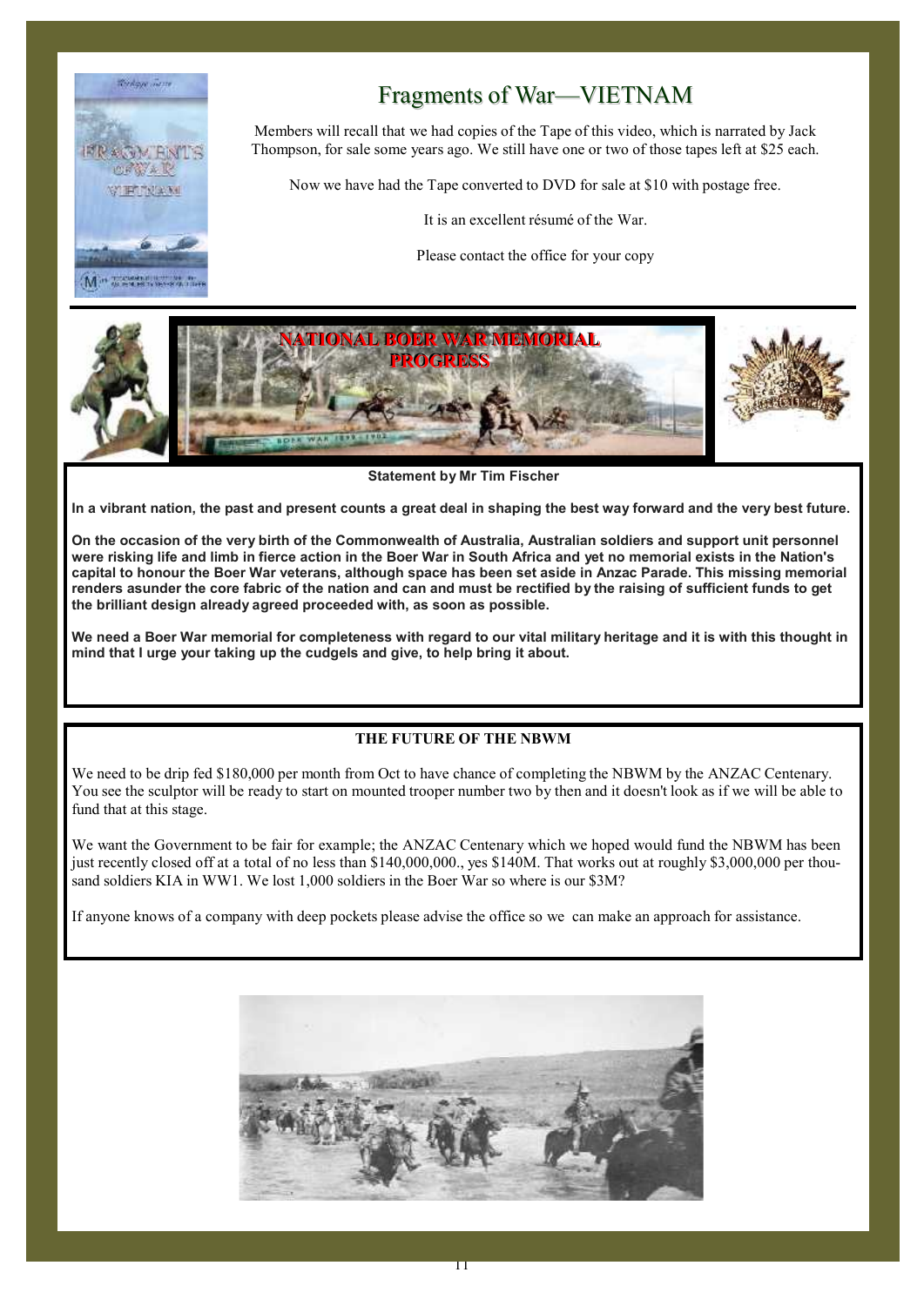# Fragments of War—VIETNAM

Members will recall that we had copies of the Tape of this video, which is narrated by Jack Thompson, for sale some years ago. We still have one or two of those tapes left at $25 each.

Now we have had the Tape converted to DVD for sale at $10 with postage free.

It is an excellent résumé of the War.

Please contact the office for your copy

## NATIONAL BOER WAR MEMORIAL PROGRESS

**Statement by Mr Tim Fischer**

**In a vibrant nation, the past and present counts a great deal in shaping the best way forward and the very best future.**

**On the occasion of the very birth of the Commonwealth of Australia, Australian soldiers and support unit personnel were risking life and limb in fierce action in the Boer War in South Africa and yet no memorial exists in the Nation's capital to honour the Boer War veterans, although space has been set aside in Anzac Parade. This missing memorial renders asunder the core fabric of the nation and can and must be rectified by the raising of sufficient funds to get the brilliant design already agreed proceeded with, as soon as possible.**

**We need a Boer War memorial for completeness with regard to our vital military heritage and it is with this thought in mind that I urge your taking up the cudgels and give, to help bring it about.**

### THE FUTURE OF THE NBWM

We need to be drip fed $180,000 per month from Oct to have chance of completing the NBWM by the ANZAC Centenary. You see the sculptor will be ready to start on mounted trooper number two by then and it doesn't look as if we will be able to fund that at this stage.

We want the Government to be fair for example; the ANZAC Centenary which we hoped would fund the NBWM has been just recently closed off at a total of no less than $140,000,000., yes $140M. That works out at roughly $3,000,000 per thousand soldiers KIA in WW1. We lost 1,000 soldiers in the Boer War so where is our $3M?

If anyone knows of a company with deep pockets please advise the office so we can make an approach for assistance.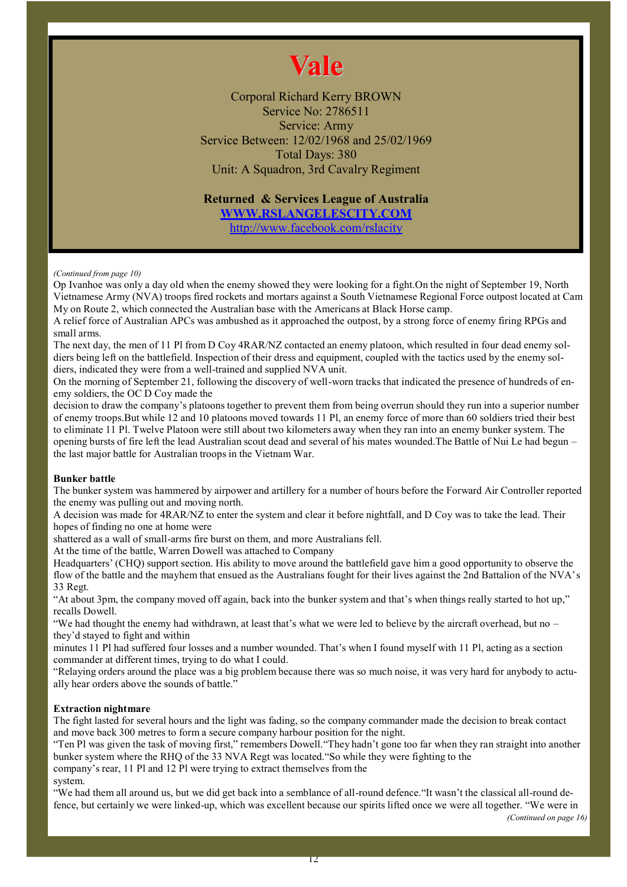# Vale

Corporal Richard Kerry BROWN
Service No: 2786511
Service: Army
Service Between: 12/02/1968 and 25/02/1969
Total Days: 380
Unit: A Squadron, 3rd Cavalry Regiment

**Returned & Services League of Australia**
**[WWW.RSLANGELESCITY.COM](http://WWW.RSLANGELESCITY.COM)**
[http://www.facebook.com/rslacity](http://www.facebook.com/rslacity)

*(Continued from page 10)*

Op Ivanhoe was only a day old when the enemy showed they were looking for a fight.On the night of September 19, North Vietnamese Army (NVA) troops fired rockets and mortars against a South Vietnamese Regional Force outpost located at Cam My on Route 2, which connected the Australian base with the Americans at Black Horse camp.

A relief force of Australian APCs was ambushed as it approached the outpost, by a strong force of enemy firing RPGs and small arms.

The next day, the men of 11 Pl from D Coy 4RAR/NZ contacted an enemy platoon, which resulted in four dead enemy soldiers being left on the battlefield. Inspection of their dress and equipment, coupled with the tactics used by the enemy soldiers, indicated they were from a well-trained and supplied NVA unit.

On the morning of September 21, following the discovery of well-worn tracks that indicated the presence of hundreds of enemy soldiers, the OC D Coy made the decision to draw the company's platoons together to prevent them from being overrun should they run into a superior number of enemy troops.But while 12 and 10 platoons moved towards 11 Pl, an enemy force of more than 60 soldiers tried their best to eliminate 11 Pl. Twelve Platoon were still about two kilometers away when they ran into an enemy bunker system. The opening bursts of fire left the lead Australian scout dead and several of his mates wounded.The Battle of Nui Le had begun – the last major battle for Australian troops in the Vietnam War.

**Bunker battle**

The bunker system was hammered by airpower and artillery for a number of hours before the Forward Air Controller reported the enemy was pulling out and moving north.

A decision was made for 4RAR/NZ to enter the system and clear it before nightfall, and D Coy was to take the lead. Their hopes of finding no one at home were shattered as a wall of small-arms fire burst on them, and more Australians fell.

At the time of the battle, Warren Dowell was attached to Company Headquarters' (CHQ) support section. His ability to move around the battlefield gave him a good opportunity to observe the flow of the battle and the mayhem that ensued as the Australians fought for their lives against the 2nd Battalion of the NVA's 33 Regt.

"At about 3pm, the company moved off again, back into the bunker system and that's when things really started to hot up," recalls Dowell.

"We had thought the enemy had withdrawn, at least that's what we were led to believe by the aircraft overhead, but no – they'd stayed to fight and within minutes 11 Pl had suffered four losses and a number wounded. That's when I found myself with 11 Pl, acting as a section commander at different times, trying to do what I could.

"Relaying orders around the place was a big problem because there was so much noise, it was very hard for anybody to actually hear orders above the sounds of battle."

**Extraction nightmare**

The fight lasted for several hours and the light was fading, so the company commander made the decision to break contact and move back 300 metres to form a secure company harbour position for the night.

"Ten Pl was given the task of moving first," remembers Dowell."They hadn't gone too far when they ran straight into another bunker system where the RHQ of the 33 NVA Regt was located."So while they were fighting to the company's rear, 11 Pl and 12 Pl were trying to extract themselves from the system.

"We had them all around us, but we did get back into a semblance of all-round defence."It wasn't the classical all-round defence, but certainly we were linked-up, which was excellent because our spirits lifted once we were all together. "We were in

*(Continued on page 16)*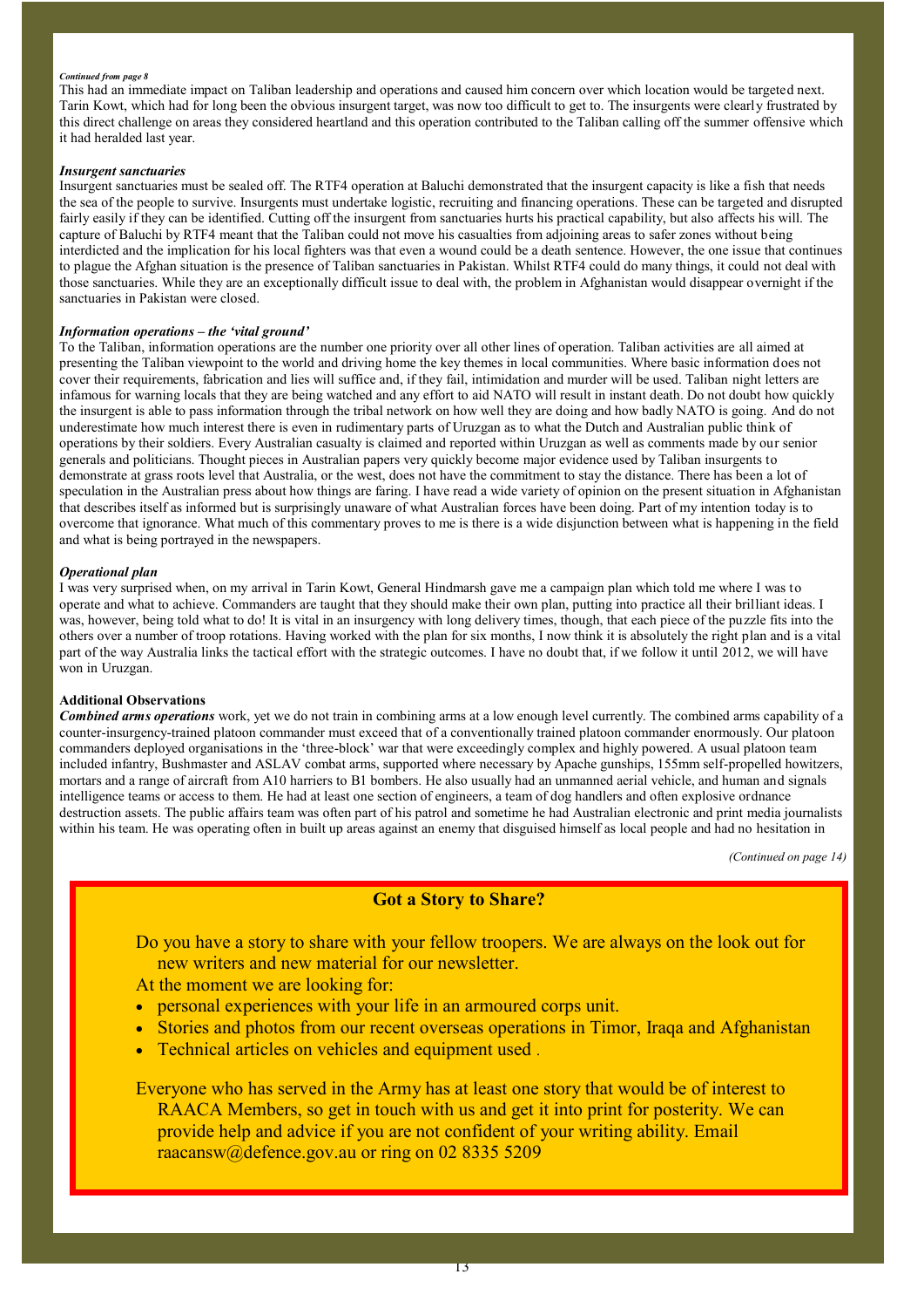*Continued from page 8*

This had an immediate impact on Taliban leadership and operations and caused him concern over which location would be targeted next. Tarin Kowt, which had for long been the obvious insurgent target, was now too difficult to get to. The insurgents were clearly frustrated by this direct challenge on areas they considered heartland and this operation contributed to the Taliban calling off the summer offensive which it had heralded last year.

***Insurgent sanctuaries***

Insurgent sanctuaries must be sealed off. The RTF4 operation at Baluchi demonstrated that the insurgent capacity is like a fish that needs the sea of the people to survive. Insurgents must undertake logistic, recruiting and financing operations. These can be targeted and disrupted fairly easily if they can be identified. Cutting off the insurgent from sanctuaries hurts his practical capability, but also affects his will. The capture of Baluchi by RTF4 meant that the Taliban could not move his casualties from adjoining areas to safer zones without being interdicted and the implication for his local fighters was that even a wound could be a death sentence. However, the one issue that continues to plague the Afghan situation is the presence of Taliban sanctuaries in Pakistan. Whilst RTF4 could do many things, it could not deal with those sanctuaries. While they are an exceptionally difficult issue to deal with, the problem in Afghanistan would disappear overnight if the sanctuaries in Pakistan were closed.

***Information operations – the 'vital ground'***

To the Taliban, information operations are the number one priority over all other lines of operation. Taliban activities are all aimed at presenting the Taliban viewpoint to the world and driving home the key themes in local communities. Where basic information does not cover their requirements, fabrication and lies will suffice and, if they fail, intimidation and murder will be used. Taliban night letters are infamous for warning locals that they are being watched and any effort to aid NATO will result in instant death. Do not doubt how quickly the insurgent is able to pass information through the tribal network on how well they are doing and how badly NATO is going. And do not underestimate how much interest there is even in rudimentary parts of Uruzgan as to what the Dutch and Australian public think of operations by their soldiers. Every Australian casualty is claimed and reported within Uruzgan as well as comments made by our senior generals and politicians. Thought pieces in Australian papers very quickly become major evidence used by Taliban insurgents to demonstrate at grass roots level that Australia, or the west, does not have the commitment to stay the distance. There has been a lot of speculation in the Australian press about how things are faring. I have read a wide variety of opinion on the present situation in Afghanistan that describes itself as informed but is surprisingly unaware of what Australian forces have been doing. Part of my intention today is to overcome that ignorance. What much of this commentary proves to me is there is a wide disjunction between what is happening in the field and what is being portrayed in the newspapers.

***Operational plan***

I was very surprised when, on my arrival in Tarin Kowt, General Hindmarsh gave me a campaign plan which told me where I was to operate and what to achieve. Commanders are taught that they should make their own plan, putting into practice all their brilliant ideas. I was, however, being told what to do! It is vital in an insurgency with long delivery times, though, that each piece of the puzzle fits into the others over a number of troop rotations. Having worked with the plan for six months, I now think it is absolutely the right plan and is a vital part of the way Australia links the tactical effort with the strategic outcomes. I have no doubt that, if we follow it until 2012, we will have won in Uruzgan.

**Additional Observations**

***Combined arms operations*** work, yet we do not train in combining arms at a low enough level currently. The combined arms capability of a counter-insurgency-trained platoon commander must exceed that of a conventionally trained platoon commander enormously. Our platoon commanders deployed organisations in the 'three-block' war that were exceedingly complex and highly powered. A usual platoon team included infantry, Bushmaster and ASLAV combat arms, supported where necessary by Apache gunships, 155mm self-propelled howitzers, mortars and a range of aircraft from A10 harriers to B1 bombers. He also usually had an unmanned aerial vehicle, and human and signals intelligence teams or access to them. He had at least one section of engineers, a team of dog handlers and often explosive ordnance destruction assets. The public affairs team was often part of his patrol and sometime he had Australian electronic and print media journalists within his team. He was operating often in built up areas against an enemy that disguised himself as local people and had no hesitation in

*(Continued on page 14)*

## Got a Story to Share?

Do you have a story to share with your fellow troopers. We are always on the look out for new writers and new material for our newsletter.

At the moment we are looking for:

- personal experiences with your life in an armoured corps unit.
- Stories and photos from our recent overseas operations in Timor, Iraqa and Afghanistan
- Technical articles on vehicles and equipment used .

Everyone who has served in the Army has at least one story that would be of interest to RAACA Members, so get in touch with us and get it into print for posterity. We can provide help and advice if you are not confident of your writing ability. Email raacansw@defence.gov.au or ring on 02 8335 5209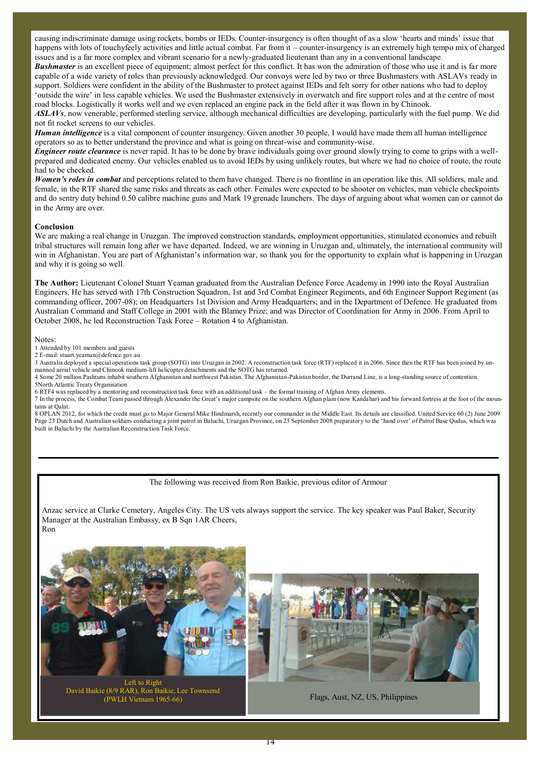causing indiscriminate damage using rockets, bombs or IEDs. Counter-insurgency is often thought of as a slow 'hearts and minds' issue that happens with lots of touchyfeely activities and little actual combat. Far from it – counter-insurgency is an extremely high tempo mix of charged issues and is a far more complex and vibrant scenario for a newly-graduated lieutenant than any in a conventional landscape.

***Bushmaster*** is an excellent piece of equipment; almost perfect for this conflict. It has won the admiration of those who use it and is far more capable of a wide variety of roles than previously acknowledged. Our convoys were led by two or three Bushmasters with ASLAVs ready in support. Soldiers were confident in the ability of the Bushmaster to protect against IEDs and felt sorry for other nations who had to deploy 'outside the wire' in less capable vehicles. We used the Bushmaster extensively in overwatch and fire support roles and at the centre of most road blocks. Logistically it works well and we even replaced an engine pack in the field after it was flown in by Chinook.

***ASLAVs***, now venerable, performed sterling service, although mechanical difficulties are developing, particularly with the fuel pump. We did not fit rocket screens to our vehicles.

***Human intelligence*** is a vital component of counter insurgency. Given another 30 people, I would have made them all human intelligence operators so as to better understand the province and what is going on threat-wise and community-wise.

***Engineer route clearance*** is never rapid. It has to be done by brave individuals going over ground slowly trying to come to grips with a well-prepared and dedicated enemy. Our vehicles enabled us to avoid IEDs by using unlikely routes, but where we had no choice of route, the route had to be checked.

***Women's roles in combat*** and perceptions related to them have changed. There is no frontline in an operation like this. All soldiers, male and female, in the RTF shared the same risks and threats as each other. Females were expected to be shooter on vehicles, man vehicle checkpoints and do sentry duty behind 0.50 calibre machine guns and Mark 19 grenade launchers. The days of arguing about what women can or cannot do in the Army are over.

**Conclusion**

We are making a real change in Uruzgan. The improved construction standards, employment opportunities, stimulated economies and rebuilt tribal structures will remain long after we have departed. Indeed, we are winning in Uruzgan and, ultimately, the international community will win in Afghanistan. You are part of Afghanistan's information war, so thank you for the opportunity to explain what is happening in Uruzgan and why it is going so well.

**The Author:** Lieutenant Colonel Stuart Yeaman graduated from the Australian Defence Force Academy in 1990 into the Royal Australian Engineers. He has served with 17th Construction Squadron, 1st and 3rd Combat Engineer Regiments, and 6th Engineer Support Regiment (as commanding officer, 2007-08); on Headquarters 1st Division and Army Headquarters; and in the Department of Defence. He graduated from Australian Command and Staff College in 2001 with the Blamey Prize; and was Director of Coordination for Army in 2006. From April to October 2008, he led Reconstruction Task Force – Rotation 4 to Afghanistan.

Notes:

1 Attended by 101 members and guests

2 E-mail: stuart.yeaman@defence.gov.au

3 Australia deployed a special operations task group (SOTG) into Uruzgan in 2002. A reconstruction task force (RTF) replaced it in 2006. Since then the RTF has been joined by unmanned aerial vehicle and Chinook medium-lift helicopter detachments and the SOTG has returned.

4 Some 20 million Pashtuns inhabit southern Afghanistan and northwest Pakistan. The Afghanistan-Pakistan border, the Durrand Line, is a long-standing source of contention.

5North Atlantic Treaty Organisation

6 RTF4 was replaced by a mentoring and reconstruction task force with an additional task – the formal training of Afghan Army elements.

7 In the process, the Combat Team passed through Alexander the Great's major campsite on the southern Afghan plain (now Kandahar) and his forward fortress at the foot of the mountains at Qalat.

8 OPLAN 2012, for which the credit must go to Major General Mike Hindmarsh, recently our commander in the Middle East. Its details are classified. United Service 60 (2) June 2009 Page 23 Dutch and Australian soldiers conducting a joint patrol in Baluchi, Uruzgan Province, on 23 September 2008 preparatory to the 'hand over' of Patrol Base Qudus, which was built in Baluchi by the Australian Reconstruction Task Force.

---

The following was received from Ron Baikie, previous editor of Armour

Anzac service at Clarke Cemetery, Angeles City. The US vets always support the service. The key speaker was Paul Baker, Security Manager at the Australian Embassy, ex B Sqn 1AR Cheers,
Ron

Left to Right
David Baikie (8/9 RAR), Ron Baikie, Lee Townsend
(PWLH Vietnam 1965-66)

Flags, Aust, NZ, US, Philippines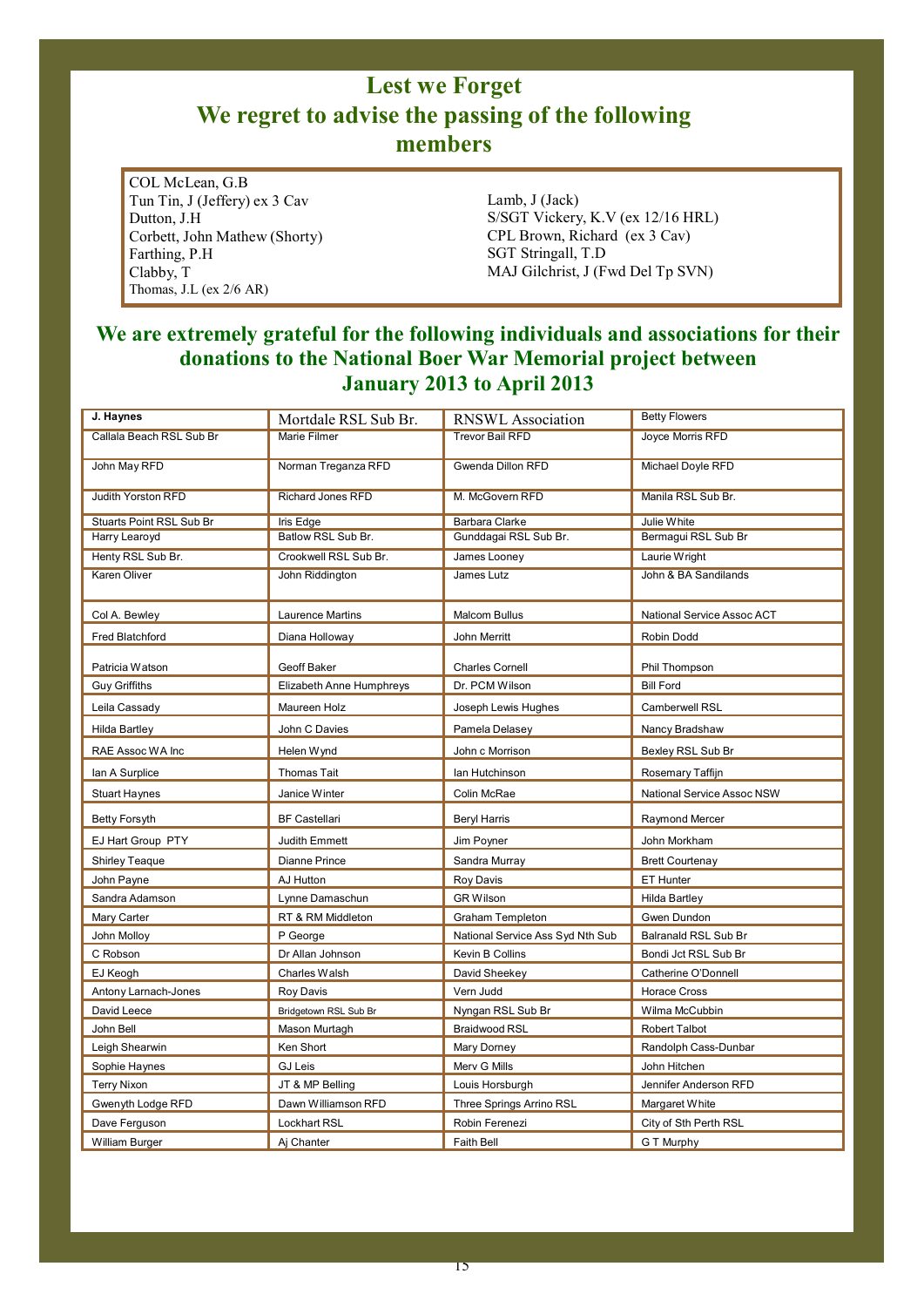# Lest we Forget

## We regret to advise the passing of the following members

COL McLean, G.B
Tun Tin, J (Jeffery) ex 3 Cav
Dutton, J.H
Corbett, John Mathew (Shorty)
Farthing, P.H
Clabby, T
Thomas, J.L (ex 2/6 AR)

Lamb, J (Jack)
S/SGT Vickery, K.V (ex 12/16 HRL)
CPL Brown, Richard (ex 3 Cav)
SGT Stringall, T.D
MAJ Gilchrist, J (Fwd Del Tp SVN)

## We are extremely grateful for the following individuals and associations for their donations to the National Boer War Memorial project between January 2013 to April 2013

| **J. Haynes** | Mortdale RSL Sub Br. | RNSWL Association | Betty Flowers |
|---|---|---|---|
| Callala Beach RSL Sub Br | Marie Filmer | Trevor Bail RFD | Joyce Morris RFD |
| John May RFD | Norman Treganza RFD | Gwenda Dillon RFD | Michael Doyle RFD |
| Judith Yorston RFD | Richard Jones RFD | M. McGovern RFD | Manila RSL Sub Br. |
| Stuarts Point RSL Sub Br | Iris Edge | Barbara Clarke | Julie White |
| Harry Learoyd | Batlow RSL Sub Br. | Gunddagai RSL Sub Br. | Bermagui RSL Sub Br |
| Henty RSL Sub Br. | Crookwell RSL Sub Br. | James Looney | Laurie Wright |
| Karen Oliver | John Riddington | James Lutz | John & BA Sandilands |
| Col A. Bewley | Laurence Martins | Malcom Bullus | National Service Assoc ACT |
| Fred Blatchford | Diana Holloway | John Merritt | Robin Dodd |
| Patricia Watson | Geoff Baker | Charles Cornell | Phil Thompson |
| Guy Griffiths | Elizabeth Anne Humphreys | Dr. PCM Wilson | Bill Ford |
| Leila Cassady | Maureen Holz | Joseph Lewis Hughes | Camberwell RSL |
| Hilda Bartley | John C Davies | Pamela Delasey | Nancy Bradshaw |
| RAE Assoc WA Inc | Helen Wynd | John c Morrison | Bexley RSL Sub Br |
| Ian A Surplice | Thomas Tait | Ian Hutchinson | Rosemary Taffijn |
| Stuart Haynes | Janice Winter | Colin McRae | National Service Assoc NSW |
| Betty Forsyth | BF Castellari | Beryl Harris | Raymond Mercer |
| EJ Hart Group PTY | Judith Emmett | Jim Poyner | John Morkham |
| Shirley Teaque | Dianne Prince | Sandra Murray | Brett Courtenay |
| John Payne | AJ Hutton | Roy Davis | ET Hunter |
| Sandra Adamson | Lynne Damaschun | GR Wilson | Hilda Bartley |
| Mary Carter | RT & RM Middleton | Graham Templeton | Gwen Dundon |
| John Molloy | P George | National Service Ass Syd Nth Sub | Balranald RSL Sub Br |
| C Robson | Dr Allan Johnson | Kevin B Collins | Bondi Jct RSL Sub Br |
| EJ Keogh | Charles Walsh | David Sheekey | Catherine O'Donnell |
| Antony Larnach-Jones | Roy Davis | Vern Judd | Horace Cross |
| David Leece | Bridgetown RSL Sub Br | Nyngan RSL Sub Br | Wilma McCubbin |
| John Bell | Mason Murtagh | Braidwood RSL | Robert Talbot |
| Leigh Shearwin | Ken Short | Mary Dorney | Randolph Cass-Dunbar |
| Sophie Haynes | GJ Leis | Merv G Mills | John Hitchen |
| Terry Nixon | JT & MP Belling | Louis Horsburgh | Jennifer Anderson RFD |
| Gwenyth Lodge RFD | Dawn Williamson RFD | Three Springs Arrino RSL | Margaret White |
| Dave Ferguson | Lockhart RSL | Robin Ferenezi | City of Sth Perth RSL |
| William Burger | Aj Chanter | Faith Bell | G T Murphy |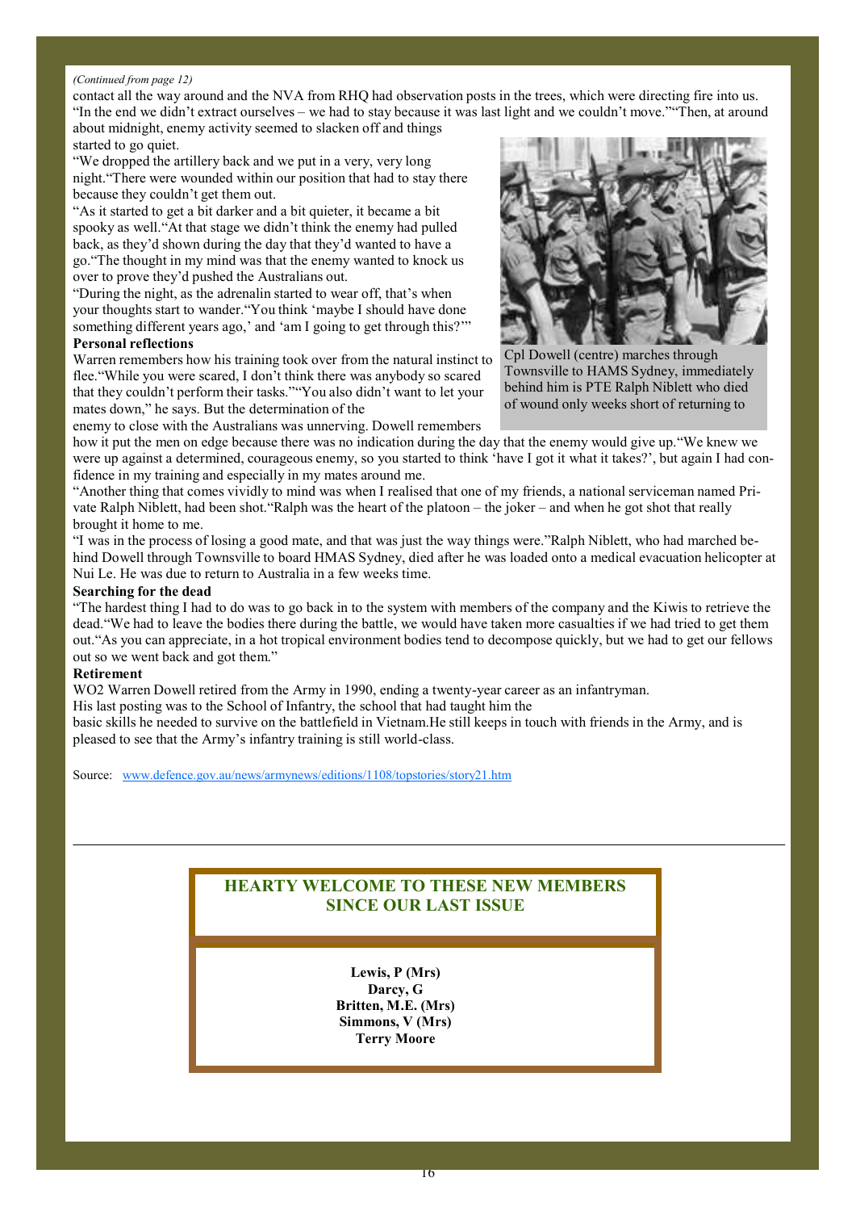*(Continued from page 12)*

contact all the way around and the NVA from RHQ had observation posts in the trees, which were directing fire into us. "In the end we didn't extract ourselves – we had to stay because it was last light and we couldn't move.""Then, at around about midnight, enemy activity seemed to slacken off and things started to go quiet.

"We dropped the artillery back and we put in a very, very long night."There were wounded within our position that had to stay there because they couldn't get them out.

"As it started to get a bit darker and a bit quieter, it became a bit spooky as well."At that stage we didn't think the enemy had pulled back, as they'd shown during the day that they'd wanted to have a go."The thought in my mind was that the enemy wanted to knock us over to prove they'd pushed the Australians out.

"During the night, as the adrenalin started to wear off, that's when your thoughts start to wander."You think 'maybe I should have done something different years ago,' and 'am I going to get through this?'"

Cpl Dowell (centre) marches through Townsville to HAMS Sydney, immediately behind him is PTE Ralph Niblett who died of wound only weeks short of returning to

**Personal reflections**

Warren remembers how his training took over from the natural instinct to flee."While you were scared, I don't think there was anybody so scared that they couldn't perform their tasks.""You also didn't want to let your mates down," he says. But the determination of the enemy to close with the Australians was unnerving. Dowell remembers how it put the men on edge because there was no indication during the day that the enemy would give up."We knew we were up against a determined, courageous enemy, so you started to think 'have I got it what it takes?', but again I had confidence in my training and especially in my mates around me.

"Another thing that comes vividly to mind was when I realised that one of my friends, a national serviceman named Private Ralph Niblett, had been shot."Ralph was the heart of the platoon – the joker – and when he got shot that really brought it home to me.

"I was in the process of losing a good mate, and that was just the way things were."Ralph Niblett, who had marched behind Dowell through Townsville to board HMAS Sydney, died after he was loaded onto a medical evacuation helicopter at Nui Le. He was due to return to Australia in a few weeks time.

**Searching for the dead**

"The hardest thing I had to do was to go back in to the system with members of the company and the Kiwis to retrieve the dead."We had to leave the bodies there during the battle, we would have taken more casualties if we had tried to get them out."As you can appreciate, in a hot tropical environment bodies tend to decompose quickly, but we had to get our fellows out so we went back and got them."

**Retirement**

WO2 Warren Dowell retired from the Army in 1990, ending a twenty-year career as an infantryman.
His last posting was to the School of Infantry, the school that had taught him the basic skills he needed to survive on the battlefield in Vietnam.He still keeps in touch with friends in the Army, and is pleased to see that the Army's infantry training is still world-class.

Source: www.defence.gov.au/news/armynews/editions/1108/topstories/story21.htm

---

## HEARTY WELCOME TO THESE NEW MEMBERS SINCE OUR LAST ISSUE

**Lewis, P (Mrs)**
**Darcy, G**
**Britten, M.E. (Mrs)**
**Simmons, V (Mrs)**
**Terry Moore**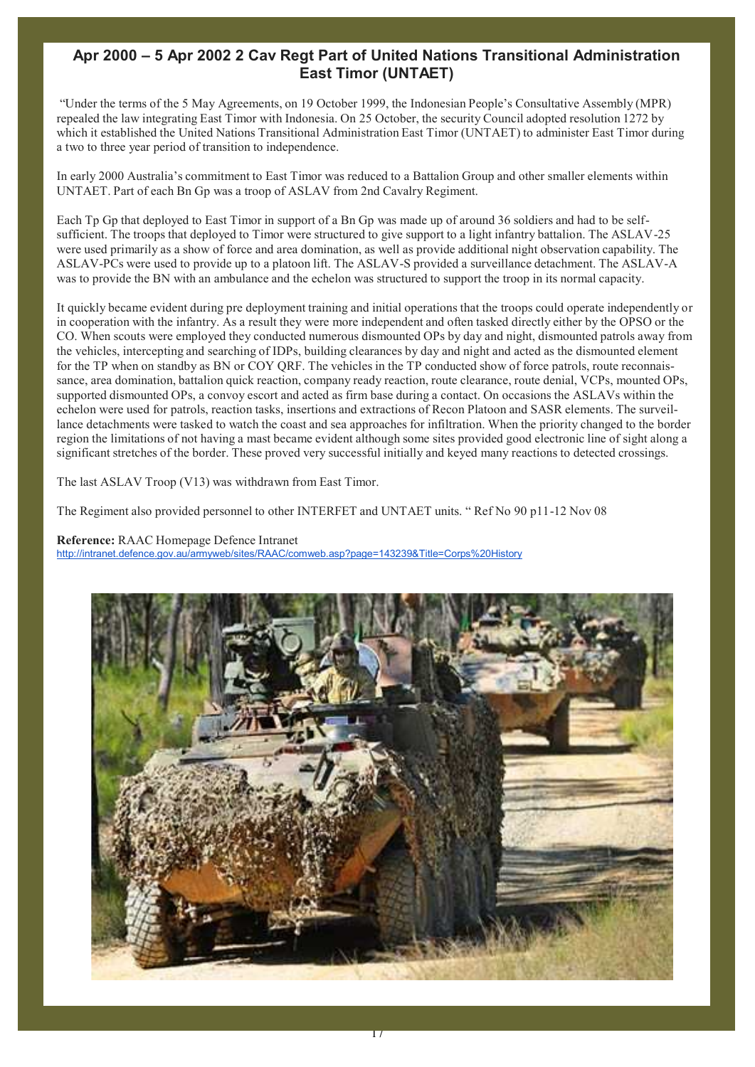## Apr 2000 – 5 Apr 2002 2 Cav Regt Part of United Nations Transitional Administration East Timor (UNTAET)

"Under the terms of the 5 May Agreements, on 19 October 1999, the Indonesian People's Consultative Assembly (MPR) repealed the law integrating East Timor with Indonesia. On 25 October, the security Council adopted resolution 1272 by which it established the United Nations Transitional Administration East Timor (UNTAET) to administer East Timor during a two to three year period of transition to independence.

In early 2000 Australia's commitment to East Timor was reduced to a Battalion Group and other smaller elements within UNTAET. Part of each Bn Gp was a troop of ASLAV from 2nd Cavalry Regiment.

Each Tp Gp that deployed to East Timor in support of a Bn Gp was made up of around 36 soldiers and had to be self-sufficient. The troops that deployed to Timor were structured to give support to a light infantry battalion. The ASLAV-25 were used primarily as a show of force and area domination, as well as provide additional night observation capability. The ASLAV-PCs were used to provide up to a platoon lift. The ASLAV-S provided a surveillance detachment. The ASLAV-A was to provide the BN with an ambulance and the echelon was structured to support the troop in its normal capacity.

It quickly became evident during pre deployment training and initial operations that the troops could operate independently or in cooperation with the infantry. As a result they were more independent and often tasked directly either by the OPSO or the CO. When scouts were employed they conducted numerous dismounted OPs by day and night, dismounted patrols away from the vehicles, intercepting and searching of IDPs, building clearances by day and night and acted as the dismounted element for the TP when on standby as BN or COY QRF. The vehicles in the TP conducted show of force patrols, route reconnaissance, area domination, battalion quick reaction, company ready reaction, route clearance, route denial, VCPs, mounted OPs, supported dismounted OPs, a convoy escort and acted as firm base during a contact. On occasions the ASLAVs within the echelon were used for patrols, reaction tasks, insertions and extractions of Recon Platoon and SASR elements. The surveillance detachments were tasked to watch the coast and sea approaches for infiltration. When the priority changed to the border region the limitations of not having a mast became evident although some sites provided good electronic line of sight along a significant stretches of the border. These proved very successful initially and keyed many reactions to detected crossings.

The last ASLAV Troop (V13) was withdrawn from East Timor.

The Regiment also provided personnel to other INTERFET and UNTAET units. " Ref No 90 p11-12 Nov 08

**Reference:** RAAC Homepage Defence Intranet
http://intranet.defence.gov.au/armyweb/sites/RAAC/comweb.asp?page=143239&Title=Corps%20History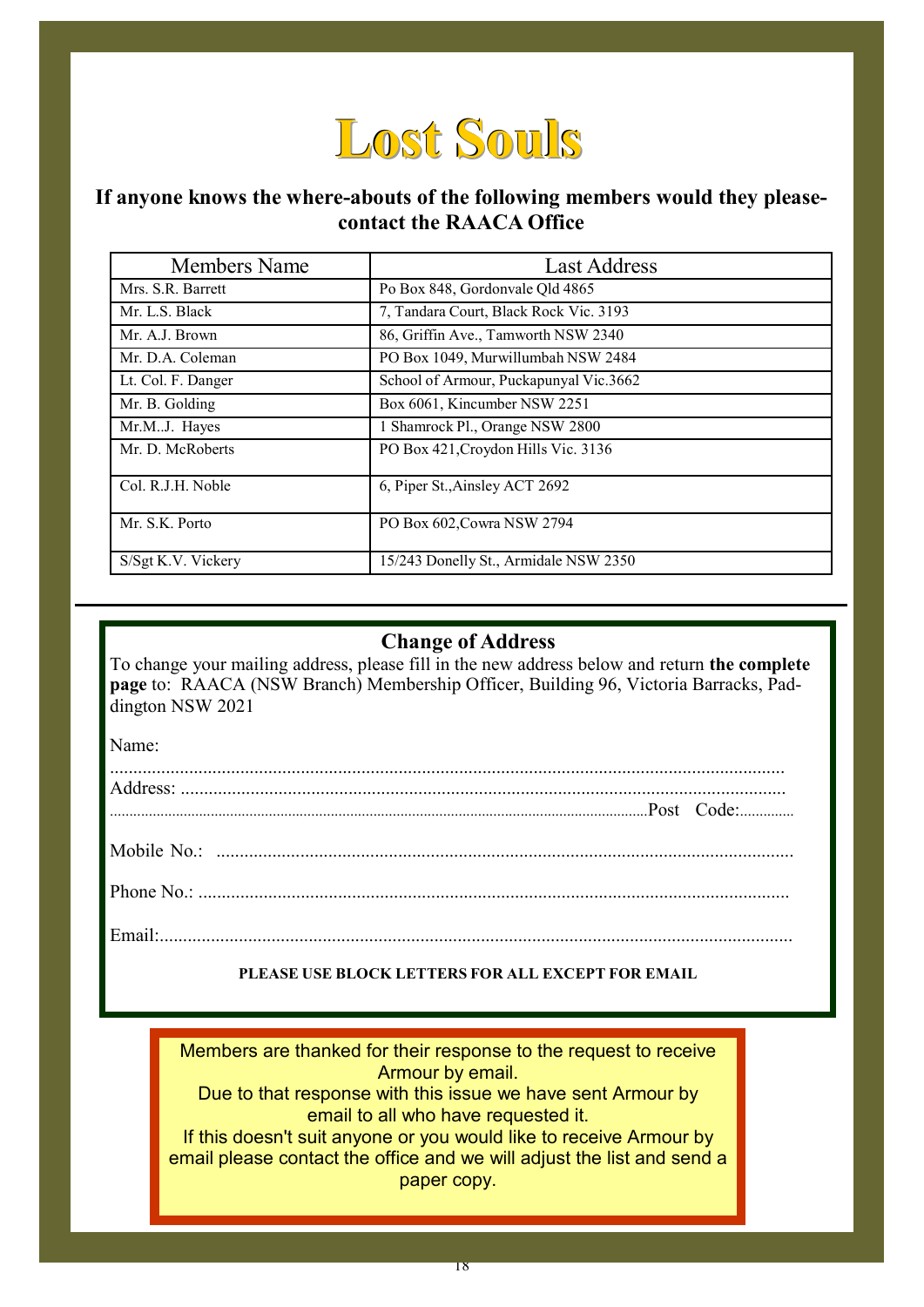# Lost Souls

**If anyone knows the where-abouts of the following members would they please-contact the RAACA Office**

| Members Name | Last Address |
| --- | --- |
| Mrs. S.R. Barrett | Po Box 848, Gordonvale Qld 4865 |
| Mr. L.S. Black | 7, Tandara Court, Black Rock Vic. 3193 |
| Mr. A.J. Brown | 86, Griffin Ave., Tamworth NSW 2340 |
| Mr. D.A. Coleman | PO Box 1049, Murwillumbah NSW 2484 |
| Lt. Col. F. Danger | School of Armour, Puckapunyal Vic.3662 |
| Mr. B. Golding | Box 6061, Kincumber NSW 2251 |
| Mr.M..J. Hayes | 1 Shamrock Pl., Orange NSW 2800 |
| Mr. D. McRoberts | PO Box 421,Croydon Hills Vic. 3136 |
| Col. R.J.H. Noble | 6, Piper St.,Ainsley ACT 2692 |
| Mr. S.K. Porto | PO Box 602,Cowra NSW 2794 |
| S/Sgt K.V. Vickery | 15/243 Donelly St., Armidale NSW 2350 |

---

## Change of Address

To change your mailing address, please fill in the new address below and return **the complete page** to: RAACA (NSW Branch) Membership Officer, Building 96, Victoria Barracks, Paddington NSW 2021

Name: ..............................................................................................................................................

Address: ..........................................................................................................................................

.......................................................................................................................................Post Code:..............

Mobile No.: ......................................................................................................................................

Phone No.: .......................................................................................................................................

Email:................................................................................................................................................

**PLEASE USE BLOCK LETTERS FOR ALL EXCEPT FOR EMAIL**

Members are thanked for their response to the request to receive Armour by email.
Due to that response with this issue we have sent Armour by email to all who have requested it.
If this doesn't suit anyone or you would like to receive Armour by email please contact the office and we will adjust the list and send a paper copy.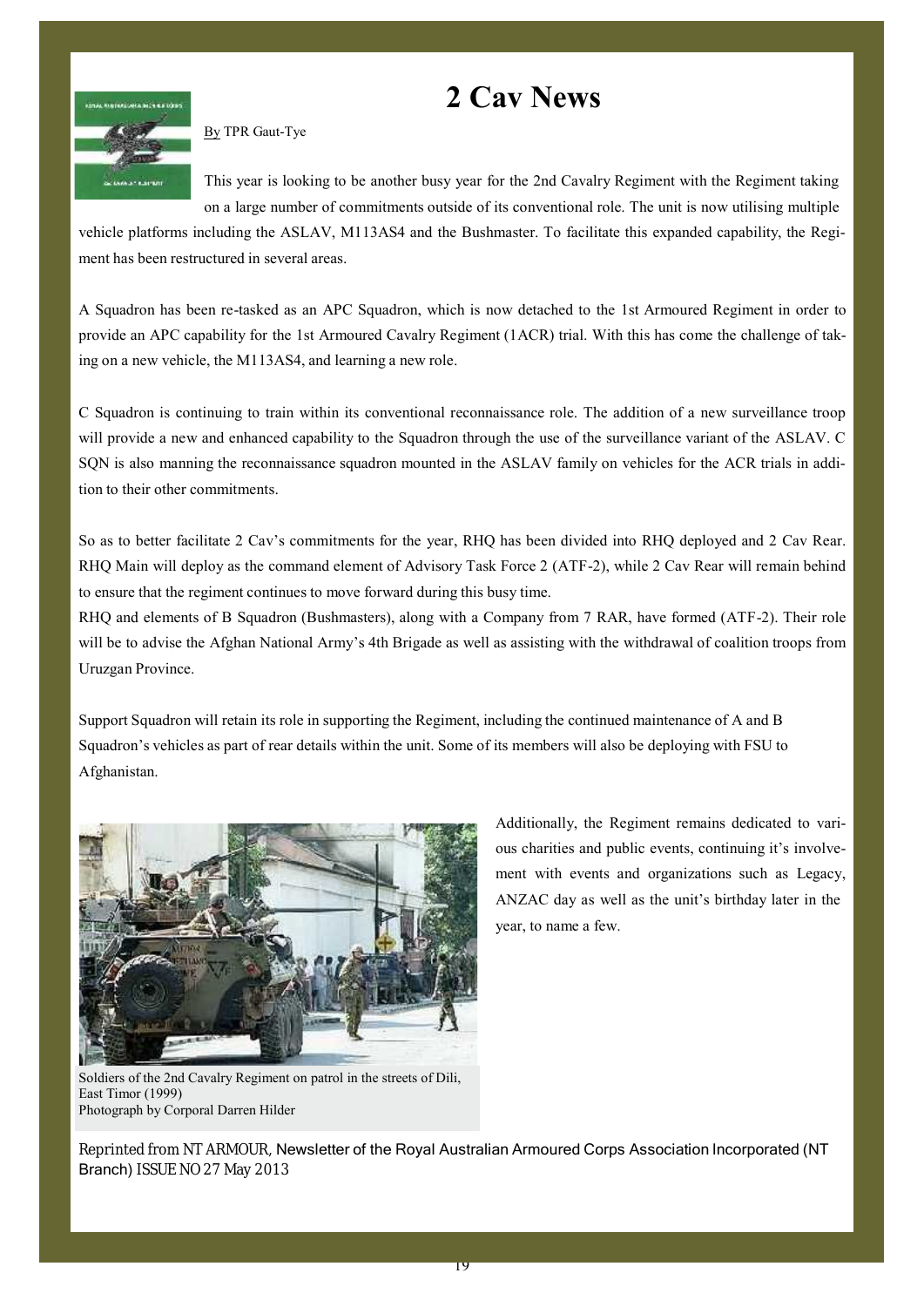# 2 Cav News

By TPR Gaut-Tye

This year is looking to be another busy year for the 2nd Cavalry Regiment with the Regiment taking on a large number of commitments outside of its conventional role. The unit is now utilising multiple vehicle platforms including the ASLAV, M113AS4 and the Bushmaster. To facilitate this expanded capability, the Regiment has been restructured in several areas.

A Squadron has been re-tasked as an APC Squadron, which is now detached to the 1st Armoured Regiment in order to provide an APC capability for the 1st Armoured Cavalry Regiment (1ACR) trial. With this has come the challenge of taking on a new vehicle, the M113AS4, and learning a new role.

C Squadron is continuing to train within its conventional reconnaissance role. The addition of a new surveillance troop will provide a new and enhanced capability to the Squadron through the use of the surveillance variant of the ASLAV. C SQN is also manning the reconnaissance squadron mounted in the ASLAV family on vehicles for the ACR trials in addition to their other commitments.

So as to better facilitate 2 Cav's commitments for the year, RHQ has been divided into RHQ deployed and 2 Cav Rear. RHQ Main will deploy as the command element of Advisory Task Force 2 (ATF-2), while 2 Cav Rear will remain behind to ensure that the regiment continues to move forward during this busy time.

RHQ and elements of B Squadron (Bushmasters), along with a Company from 7 RAR, have formed (ATF-2). Their role will be to advise the Afghan National Army's 4th Brigade as well as assisting with the withdrawal of coalition troops from Uruzgan Province.

Support Squadron will retain its role in supporting the Regiment, including the continued maintenance of A and B Squadron's vehicles as part of rear details within the unit. Some of its members will also be deploying with FSU to Afghanistan.

Additionally, the Regiment remains dedicated to various charities and public events, continuing it's involvement with events and organizations such as Legacy, ANZAC day as well as the unit's birthday later in the year, to name a few.

Soldiers of the 2nd Cavalry Regiment on patrol in the streets of Dili, East Timor (1999)
Photograph by Corporal Darren Hilder

Reprinted from NT ARMOUR, Newsletter of the Royal Australian Armoured Corps Association Incorporated (NT Branch) ISSUE NO 27 May 2013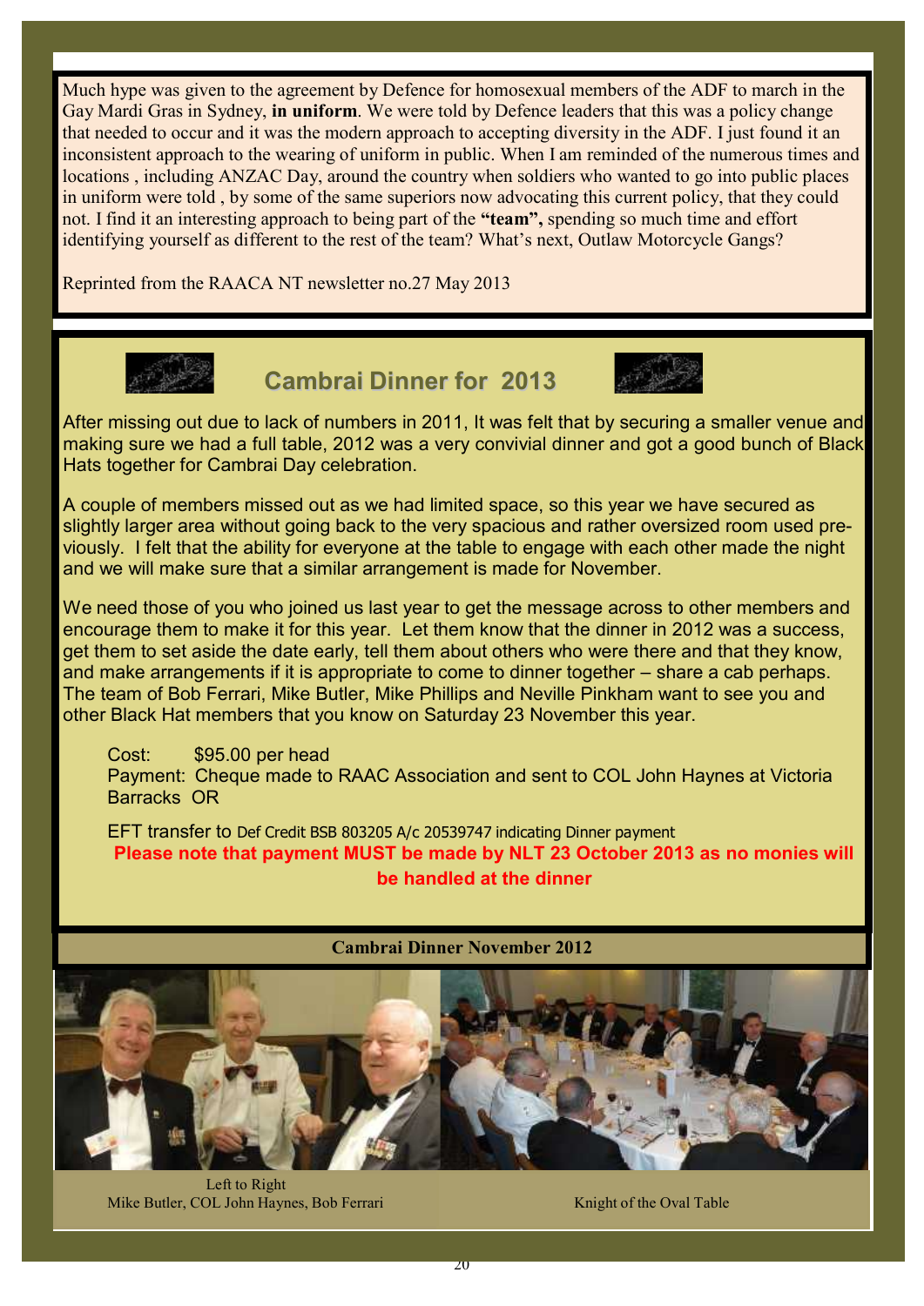Much hype was given to the agreement by Defence for homosexual members of the ADF to march in the Gay Mardi Gras in Sydney, **in uniform**. We were told by Defence leaders that this was a policy change that needed to occur and it was the modern approach to accepting diversity in the ADF. I just found it an inconsistent approach to the wearing of uniform in public. When I am reminded of the numerous times and locations , including ANZAC Day, around the country when soldiers who wanted to go into public places in uniform were told , by some of the same superiors now advocating this current policy, that they could not. I find it an interesting approach to being part of the **"team",** spending so much time and effort identifying yourself as different to the rest of the team? What's next, Outlaw Motorcycle Gangs?

Reprinted from the RAACA NT newsletter no.27 May 2013

## Cambrai Dinner for 2013

After missing out due to lack of numbers in 2011, It was felt that by securing a smaller venue and making sure we had a full table, 2012 was a very convivial dinner and got a good bunch of Black Hats together for Cambrai Day celebration.

A couple of members missed out as we had limited space, so this year we have secured as slightly larger area without going back to the very spacious and rather oversized room used previously. I felt that the ability for everyone at the table to engage with each other made the night and we will make sure that a similar arrangement is made for November.

We need those of you who joined us last year to get the message across to other members and encourage them to make it for this year. Let them know that the dinner in 2012 was a success, get them to set aside the date early, tell them about others who were there and that they know, and make arrangements if it is appropriate to come to dinner together – share a cab perhaps. The team of Bob Ferrari, Mike Butler, Mike Phillips and Neville Pinkham want to see you and other Black Hat members that you know on Saturday 23 November this year.

Cost: $95.00 per head
Payment: Cheque made to RAAC Association and sent to COL John Haynes at Victoria Barracks OR

EFT transfer to Def Credit BSB 803205 A/c 20539747 indicating Dinner payment

**Please note that payment MUST be made by NLT 23 October 2013 as no monies will be handled at the dinner**

**Cambrai Dinner November 2012**

Left to Right
Mike Butler, COL John Haynes, Bob Ferrari

Knight of the Oval Table